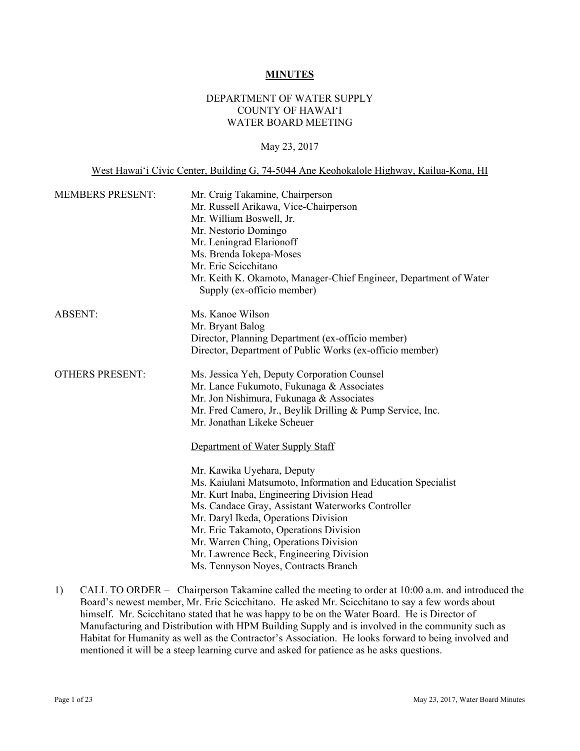**MINUTES**

DEPARTMENT OF WATER SUPPLY
COUNTY OF HAWAIʻI
WATER BOARD MEETING

May 23, 2017

West Hawaiʻi Civic Center, Building G, 74-5044 Ane Keohokalole Highway, Kailua-Kona, HI

MEMBERS PRESENT:
- Mr. Craig Takamine, Chairperson
- Mr. Russell Arikawa, Vice-Chairperson
- Mr. William Boswell, Jr.
- Mr. Nestorio Domingo
- Mr. Leningrad Elarionoff
- Ms. Brenda Iokepa-Moses
- Mr. Eric Scicchitano
- Mr. Keith K. Okamoto, Manager-Chief Engineer, Department of Water Supply (ex-officio member)

ABSENT:
- Ms. Kanoe Wilson
- Mr. Bryant Balog
- Director, Planning Department (ex-officio member)
- Director, Department of Public Works (ex-officio member)

OTHERS PRESENT:
- Ms. Jessica Yeh, Deputy Corporation Counsel
- Mr. Lance Fukumoto, Fukunaga & Associates
- Mr. Jon Nishimura, Fukunaga & Associates
- Mr. Fred Camero, Jr., Beylik Drilling & Pump Service, Inc.
- Mr. Jonathan Likeke Scheuer

Department of Water Supply Staff

- Mr. Kawika Uyehara, Deputy
- Ms. Kaiulani Matsumoto, Information and Education Specialist
- Mr. Kurt Inaba, Engineering Division Head
- Ms. Candace Gray, Assistant Waterworks Controller
- Mr. Daryl Ikeda, Operations Division
- Mr. Eric Takamoto, Operations Division
- Mr. Warren Ching, Operations Division
- Mr. Lawrence Beck, Engineering Division
- Ms. Tennyson Noyes, Contracts Branch

1) CALL TO ORDER – Chairperson Takamine called the meeting to order at 10:00 a.m. and introduced the Board's newest member, Mr. Eric Scicchitano. He asked Mr. Scicchitano to say a few words about himself. Mr. Scicchitano stated that he was happy to be on the Water Board. He is Director of Manufacturing and Distribution with HPM Building Supply and is involved in the community such as Habitat for Humanity as well as the Contractor's Association. He looks forward to being involved and mentioned it will be a steep learning curve and asked for patience as he asks questions.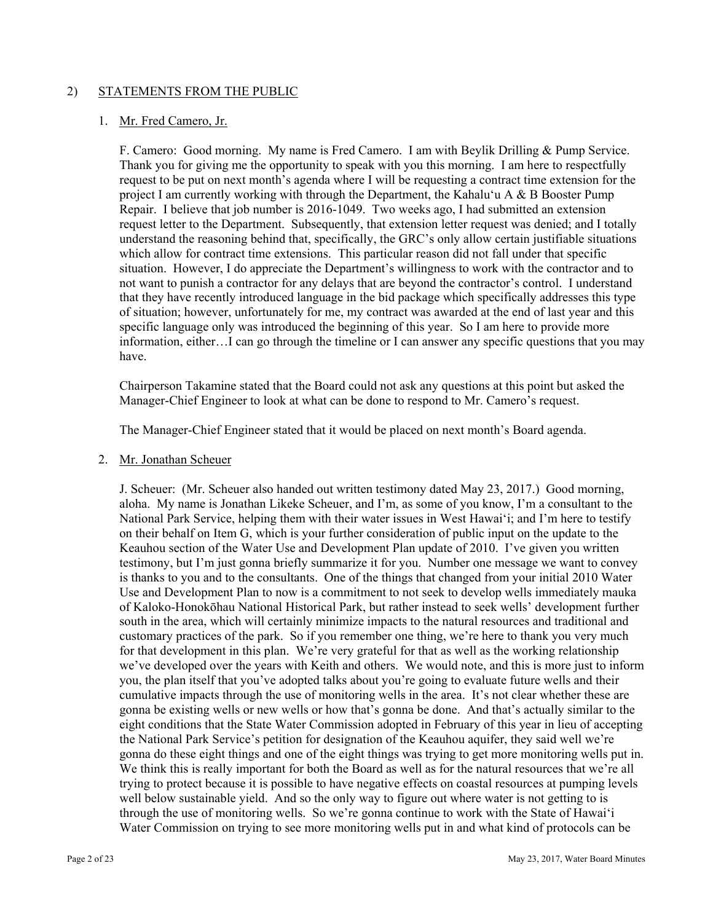## 2) STATEMENTS FROM THE PUBLIC

### 1. Mr. Fred Camero, Jr.

F. Camero: Good morning. My name is Fred Camero. I am with Beylik Drilling & Pump Service. Thank you for giving me the opportunity to speak with you this morning. I am here to respectfully request to be put on next month's agenda where I will be requesting a contract time extension for the project I am currently working with through the Department, the Kahalu'u A & B Booster Pump Repair. I believe that job number is 2016-1049. Two weeks ago, I had submitted an extension request letter to the Department. Subsequently, that extension letter request was denied; and I totally understand the reasoning behind that, specifically, the GRC's only allow certain justifiable situations which allow for contract time extensions. This particular reason did not fall under that specific situation. However, I do appreciate the Department's willingness to work with the contractor and to not want to punish a contractor for any delays that are beyond the contractor's control. I understand that they have recently introduced language in the bid package which specifically addresses this type of situation; however, unfortunately for me, my contract was awarded at the end of last year and this specific language only was introduced the beginning of this year. So I am here to provide more information, either…I can go through the timeline or I can answer any specific questions that you may have.

Chairperson Takamine stated that the Board could not ask any questions at this point but asked the Manager-Chief Engineer to look at what can be done to respond to Mr. Camero's request.

The Manager-Chief Engineer stated that it would be placed on next month's Board agenda.

### 2. Mr. Jonathan Scheuer

J. Scheuer: (Mr. Scheuer also handed out written testimony dated May 23, 2017.) Good morning, aloha. My name is Jonathan Likeke Scheuer, and I'm, as some of you know, I'm a consultant to the National Park Service, helping them with their water issues in West Hawai'i; and I'm here to testify on their behalf on Item G, which is your further consideration of public input on the update to the Keauhou section of the Water Use and Development Plan update of 2010. I've given you written testimony, but I'm just gonna briefly summarize it for you. Number one message we want to convey is thanks to you and to the consultants. One of the things that changed from your initial 2010 Water Use and Development Plan to now is a commitment to not seek to develop wells immediately mauka of Kaloko-Honokōhau National Historical Park, but rather instead to seek wells' development further south in the area, which will certainly minimize impacts to the natural resources and traditional and customary practices of the park. So if you remember one thing, we're here to thank you very much for that development in this plan. We're very grateful for that as well as the working relationship we've developed over the years with Keith and others. We would note, and this is more just to inform you, the plan itself that you've adopted talks about you're going to evaluate future wells and their cumulative impacts through the use of monitoring wells in the area. It's not clear whether these are gonna be existing wells or new wells or how that's gonna be done. And that's actually similar to the eight conditions that the State Water Commission adopted in February of this year in lieu of accepting the National Park Service's petition for designation of the Keauhou aquifer, they said well we're gonna do these eight things and one of the eight things was trying to get more monitoring wells put in. We think this is really important for both the Board as well as for the natural resources that we're all trying to protect because it is possible to have negative effects on coastal resources at pumping levels well below sustainable yield. And so the only way to figure out where water is not getting to is through the use of monitoring wells. So we're gonna continue to work with the State of Hawai'i Water Commission on trying to see more monitoring wells put in and what kind of protocols can be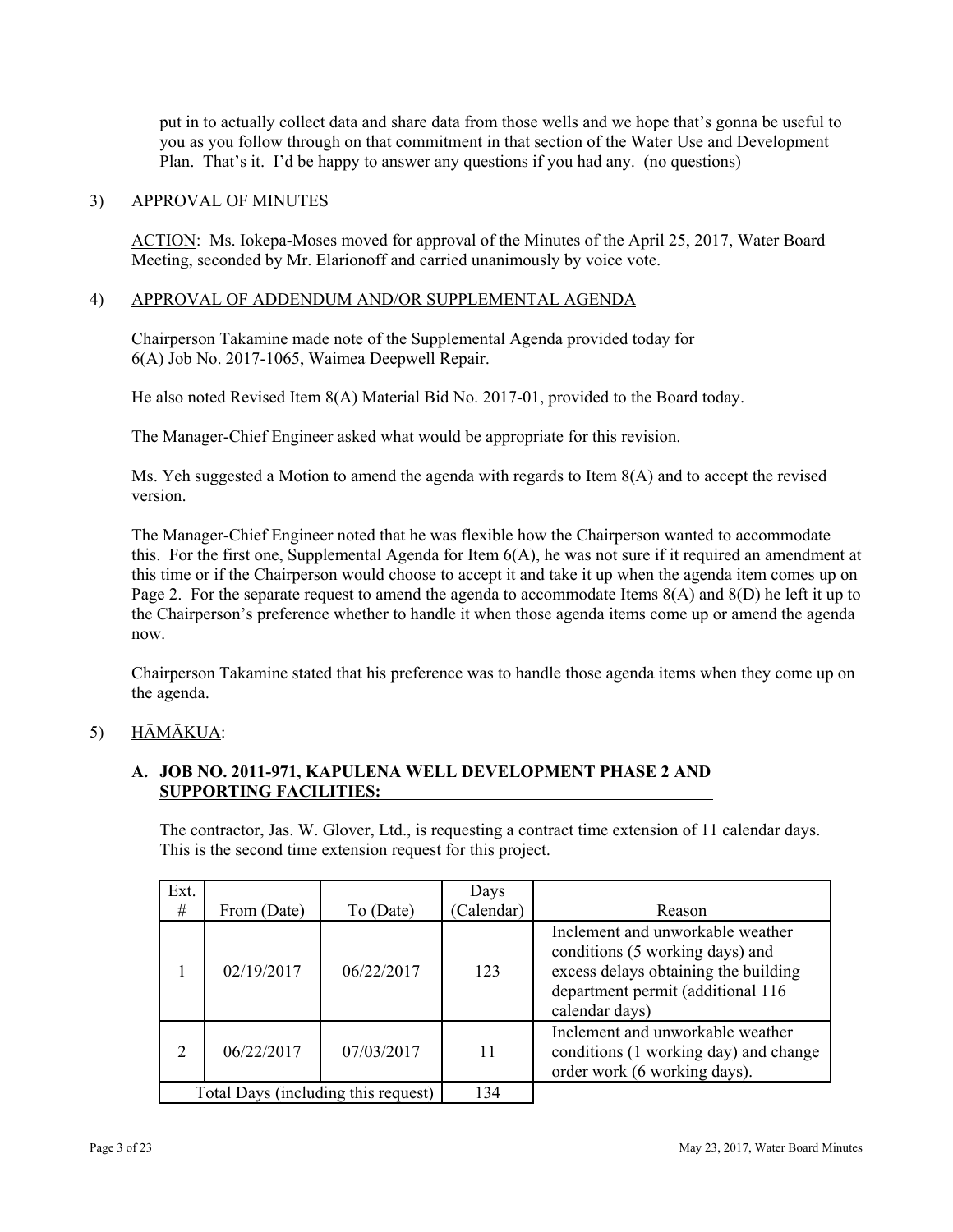put in to actually collect data and share data from those wells and we hope that's gonna be useful to you as you follow through on that commitment in that section of the Water Use and Development Plan. That's it. I'd be happy to answer any questions if you had any. (no questions)

3) APPROVAL OF MINUTES

ACTION: Ms. Iokepa-Moses moved for approval of the Minutes of the April 25, 2017, Water Board Meeting, seconded by Mr. Elarionoff and carried unanimously by voice vote.

4) APPROVAL OF ADDENDUM AND/OR SUPPLEMENTAL AGENDA

Chairperson Takamine made note of the Supplemental Agenda provided today for 6(A) Job No. 2017-1065, Waimea Deepwell Repair.

He also noted Revised Item 8(A) Material Bid No. 2017-01, provided to the Board today.

The Manager-Chief Engineer asked what would be appropriate for this revision.

Ms. Yeh suggested a Motion to amend the agenda with regards to Item 8(A) and to accept the revised version.

The Manager-Chief Engineer noted that he was flexible how the Chairperson wanted to accommodate this. For the first one, Supplemental Agenda for Item 6(A), he was not sure if it required an amendment at this time or if the Chairperson would choose to accept it and take it up when the agenda item comes up on Page 2. For the separate request to amend the agenda to accommodate Items 8(A) and 8(D) he left it up to the Chairperson's preference whether to handle it when those agenda items come up or amend the agenda now.

Chairperson Takamine stated that his preference was to handle those agenda items when they come up on the agenda.

5) HĀMĀKUA:

**A. JOB NO. 2011-971, KAPULENA WELL DEVELOPMENT PHASE 2 AND SUPPORTING FACILITIES:**

The contractor, Jas. W. Glover, Ltd., is requesting a contract time extension of 11 calendar days. This is the second time extension request for this project.

| Ext. # | From (Date) | To (Date) | Days (Calendar) | Reason |
|---|---|---|---|---|
| 1 | 02/19/2017 | 06/22/2017 | 123 | Inclement and unworkable weather conditions (5 working days) and excess delays obtaining the building department permit (additional 116 calendar days) |
| 2 | 06/22/2017 | 07/03/2017 | 11 | Inclement and unworkable weather conditions (1 working day) and change order work (6 working days). |
| Total Days (including this request) | | | 134 | |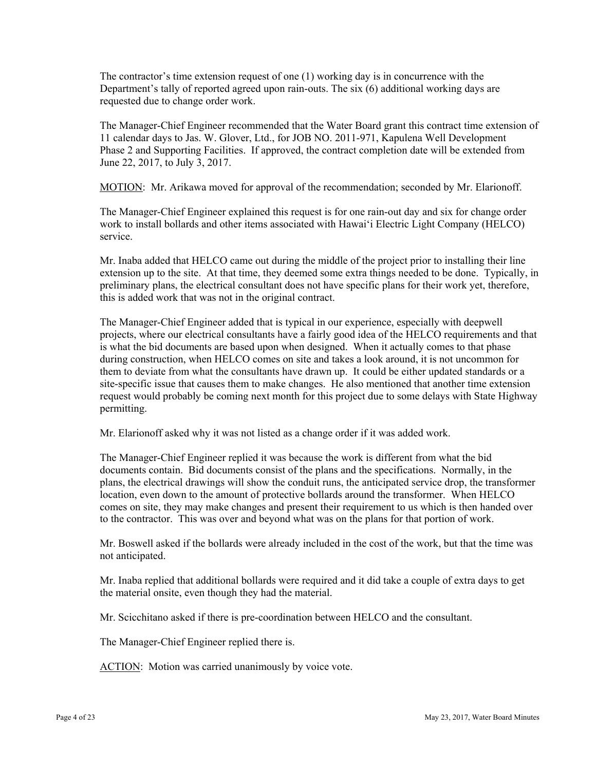The contractor's time extension request of one (1) working day is in concurrence with the Department's tally of reported agreed upon rain-outs. The six (6) additional working days are requested due to change order work.

The Manager-Chief Engineer recommended that the Water Board grant this contract time extension of 11 calendar days to Jas. W. Glover, Ltd., for JOB NO. 2011-971, Kapulena Well Development Phase 2 and Supporting Facilities. If approved, the contract completion date will be extended from June 22, 2017, to July 3, 2017.

MOTION: Mr. Arikawa moved for approval of the recommendation; seconded by Mr. Elarionoff.

The Manager-Chief Engineer explained this request is for one rain-out day and six for change order work to install bollards and other items associated with Hawai'i Electric Light Company (HELCO) service.

Mr. Inaba added that HELCO came out during the middle of the project prior to installing their line extension up to the site. At that time, they deemed some extra things needed to be done. Typically, in preliminary plans, the electrical consultant does not have specific plans for their work yet, therefore, this is added work that was not in the original contract.

The Manager-Chief Engineer added that is typical in our experience, especially with deepwell projects, where our electrical consultants have a fairly good idea of the HELCO requirements and that is what the bid documents are based upon when designed. When it actually comes to that phase during construction, when HELCO comes on site and takes a look around, it is not uncommon for them to deviate from what the consultants have drawn up. It could be either updated standards or a site-specific issue that causes them to make changes. He also mentioned that another time extension request would probably be coming next month for this project due to some delays with State Highway permitting.

Mr. Elarionoff asked why it was not listed as a change order if it was added work.

The Manager-Chief Engineer replied it was because the work is different from what the bid documents contain. Bid documents consist of the plans and the specifications. Normally, in the plans, the electrical drawings will show the conduit runs, the anticipated service drop, the transformer location, even down to the amount of protective bollards around the transformer. When HELCO comes on site, they may make changes and present their requirement to us which is then handed over to the contractor. This was over and beyond what was on the plans for that portion of work.

Mr. Boswell asked if the bollards were already included in the cost of the work, but that the time was not anticipated.

Mr. Inaba replied that additional bollards were required and it did take a couple of extra days to get the material onsite, even though they had the material.

Mr. Scicchitano asked if there is pre-coordination between HELCO and the consultant.

The Manager-Chief Engineer replied there is.

ACTION: Motion was carried unanimously by voice vote.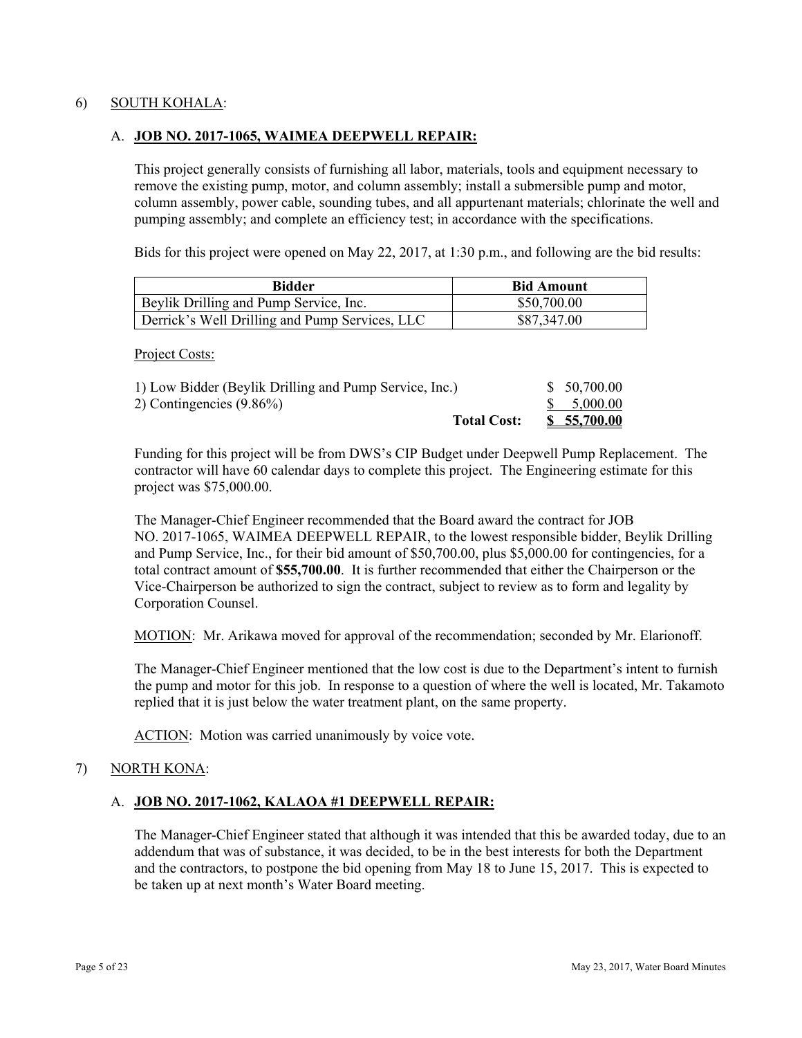6) SOUTH KOHALA:

A. **JOB NO. 2017-1065, WAIMEA DEEPWELL REPAIR:**

This project generally consists of furnishing all labor, materials, tools and equipment necessary to remove the existing pump, motor, and column assembly; install a submersible pump and motor, column assembly, power cable, sounding tubes, and all appurtenant materials; chlorinate the well and pumping assembly; and complete an efficiency test; in accordance with the specifications.

Bids for this project were opened on May 22, 2017, at 1:30 p.m., and following are the bid results:

| Bidder | Bid Amount |
|---|---|
| Beylik Drilling and Pump Service, Inc. | $50,700.00 |
| Derrick's Well Drilling and Pump Services, LLC | $87,347.00 |

Project Costs:

| | |
|---|---|
| 1) Low Bidder (Beylik Drilling and Pump Service, Inc.) | $ 50,700.00 |
| 2) Contingencies (9.86%) | $ 5,000.00 |
| **Total Cost:** | **$ 55,700.00** |

Funding for this project will be from DWS's CIP Budget under Deepwell Pump Replacement. The contractor will have 60 calendar days to complete this project. The Engineering estimate for this project was $75,000.00.

The Manager-Chief Engineer recommended that the Board award the contract for JOB NO. 2017-1065, WAIMEA DEEPWELL REPAIR, to the lowest responsible bidder, Beylik Drilling and Pump Service, Inc., for their bid amount of $50,700.00, plus $5,000.00 for contingencies, for a total contract amount of **$55,700.00**. It is further recommended that either the Chairperson or the Vice-Chairperson be authorized to sign the contract, subject to review as to form and legality by Corporation Counsel.

MOTION: Mr. Arikawa moved for approval of the recommendation; seconded by Mr. Elarionoff.

The Manager-Chief Engineer mentioned that the low cost is due to the Department's intent to furnish the pump and motor for this job. In response to a question of where the well is located, Mr. Takamoto replied that it is just below the water treatment plant, on the same property.

ACTION: Motion was carried unanimously by voice vote.

7) NORTH KONA:

A. **JOB NO. 2017-1062, KALAOA #1 DEEPWELL REPAIR:**

The Manager-Chief Engineer stated that although it was intended that this be awarded today, due to an addendum that was of substance, it was decided, to be in the best interests for both the Department and the contractors, to postpone the bid opening from May 18 to June 15, 2017. This is expected to be taken up at next month's Water Board meeting.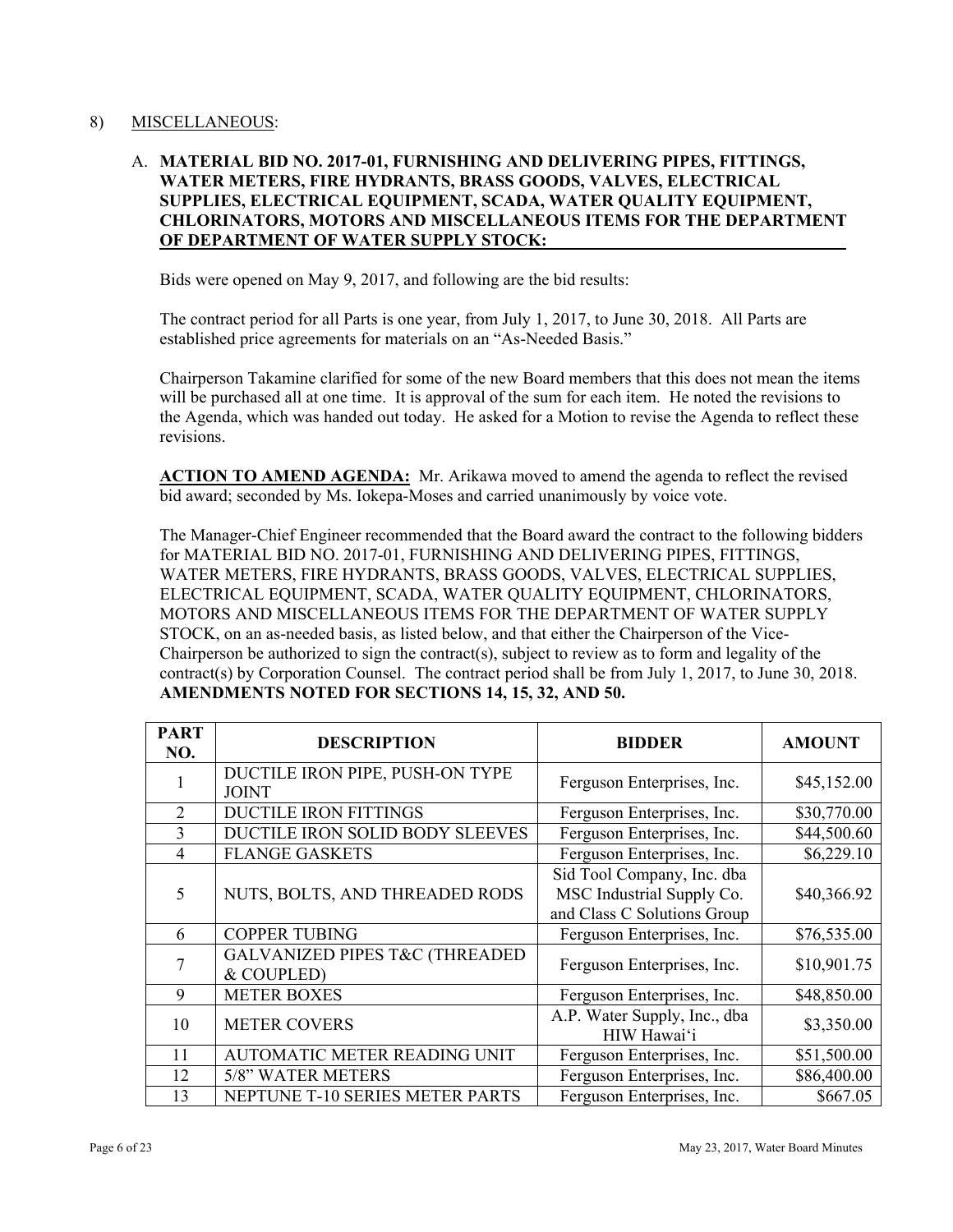## 8) MISCELLANEOUS:

### A. MATERIAL BID NO. 2017-01, FURNISHING AND DELIVERING PIPES, FITTINGS, WATER METERS, FIRE HYDRANTS, BRASS GOODS, VALVES, ELECTRICAL SUPPLIES, ELECTRICAL EQUIPMENT, SCADA, WATER QUALITY EQUIPMENT, CHLORINATORS, MOTORS AND MISCELLANEOUS ITEMS FOR THE DEPARTMENT OF DEPARTMENT OF WATER SUPPLY STOCK:

Bids were opened on May 9, 2017, and following are the bid results:

The contract period for all Parts is one year, from July 1, 2017, to June 30, 2018. All Parts are established price agreements for materials on an "As-Needed Basis."

Chairperson Takamine clarified for some of the new Board members that this does not mean the items will be purchased all at one time. It is approval of the sum for each item. He noted the revisions to the Agenda, which was handed out today. He asked for a Motion to revise the Agenda to reflect these revisions.

**ACTION TO AMEND AGENDA:** Mr. Arikawa moved to amend the agenda to reflect the revised bid award; seconded by Ms. Iokepa-Moses and carried unanimously by voice vote.

The Manager-Chief Engineer recommended that the Board award the contract to the following bidders for MATERIAL BID NO. 2017-01, FURNISHING AND DELIVERING PIPES, FITTINGS, WATER METERS, FIRE HYDRANTS, BRASS GOODS, VALVES, ELECTRICAL SUPPLIES, ELECTRICAL EQUIPMENT, SCADA, WATER QUALITY EQUIPMENT, CHLORINATORS, MOTORS AND MISCELLANEOUS ITEMS FOR THE DEPARTMENT OF WATER SUPPLY STOCK, on an as-needed basis, as listed below, and that either the Chairperson of the Vice-Chairperson be authorized to sign the contract(s), subject to review as to form and legality of the contract(s) by Corporation Counsel. The contract period shall be from July 1, 2017, to June 30, 2018. **AMENDMENTS NOTED FOR SECTIONS 14, 15, 32, AND 50.**

| PART NO. | DESCRIPTION | BIDDER | AMOUNT |
|---|---|---|---|
| 1 | DUCTILE IRON PIPE, PUSH-ON TYPE JOINT | Ferguson Enterprises, Inc. | $45,152.00 |
| 2 | DUCTILE IRON FITTINGS | Ferguson Enterprises, Inc. | $30,770.00 |
| 3 | DUCTILE IRON SOLID BODY SLEEVES | Ferguson Enterprises, Inc. | $44,500.60 |
| 4 | FLANGE GASKETS | Ferguson Enterprises, Inc. | $6,229.10 |
| 5 | NUTS, BOLTS, AND THREADED RODS | Sid Tool Company, Inc. dba MSC Industrial Supply Co. and Class C Solutions Group | $40,366.92 |
| 6 | COPPER TUBING | Ferguson Enterprises, Inc. | $76,535.00 |
| 7 | GALVANIZED PIPES T&C (THREADED & COUPLED) | Ferguson Enterprises, Inc. | $10,901.75 |
| 9 | METER BOXES | Ferguson Enterprises, Inc. | $48,850.00 |
| 10 | METER COVERS | A.P. Water Supply, Inc., dba HIW Hawai'i | $3,350.00 |
| 11 | AUTOMATIC METER READING UNIT | Ferguson Enterprises, Inc. | $51,500.00 |
| 12 | 5/8" WATER METERS | Ferguson Enterprises, Inc. | $86,400.00 |
| 13 | NEPTUNE T-10 SERIES METER PARTS | Ferguson Enterprises, Inc. | $667.05 |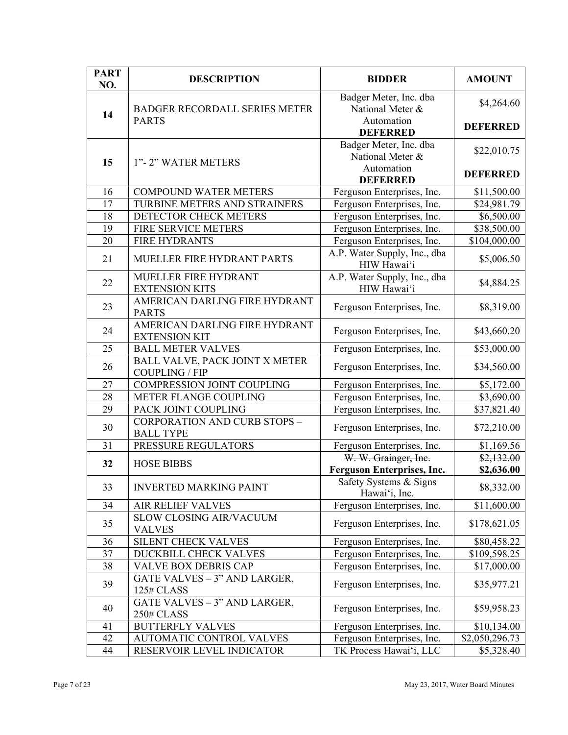| PART NO. | DESCRIPTION | BIDDER | AMOUNT |
|---|---|---|---|
| **14** | BADGER RECORDALL SERIES METER PARTS | Badger Meter, Inc. dba National Meter & Automation **DEFERRED** | $4,264.60 **DEFERRED** |
| **15** | 1"- 2" WATER METERS | Badger Meter, Inc. dba National Meter & Automation **DEFERRED** | $22,010.75 **DEFERRED** |
| 16 | COMPOUND WATER METERS | Ferguson Enterprises, Inc. | $11,500.00 |
| 17 | TURBINE METERS AND STRAINERS | Ferguson Enterprises, Inc. | $24,981.79 |
| 18 | DETECTOR CHECK METERS | Ferguson Enterprises, Inc. | $6,500.00 |
| 19 | FIRE SERVICE METERS | Ferguson Enterprises, Inc. | $38,500.00 |
| 20 | FIRE HYDRANTS | Ferguson Enterprises, Inc. | $104,000.00 |
| 21 | MUELLER FIRE HYDRANT PARTS | A.P. Water Supply, Inc., dba HIW Hawai'i | $5,006.50 |
| 22 | MUELLER FIRE HYDRANT EXTENSION KITS | A.P. Water Supply, Inc., dba HIW Hawai'i | $4,884.25 |
| 23 | AMERICAN DARLING FIRE HYDRANT PARTS | Ferguson Enterprises, Inc. | $8,319.00 |
| 24 | AMERICAN DARLING FIRE HYDRANT EXTENSION KIT | Ferguson Enterprises, Inc. | $43,660.20 |
| 25 | BALL METER VALVES | Ferguson Enterprises, Inc. | $53,000.00 |
| 26 | BALL VALVE, PACK JOINT X METER COUPLING / FIP | Ferguson Enterprises, Inc. | $34,560.00 |
| 27 | COMPRESSION JOINT COUPLING | Ferguson Enterprises, Inc. | $5,172.00 |
| 28 | METER FLANGE COUPLING | Ferguson Enterprises, Inc. | $3,690.00 |
| 29 | PACK JOINT COUPLING | Ferguson Enterprises, Inc. | $37,821.40 |
| 30 | CORPORATION AND CURB STOPS – BALL TYPE | Ferguson Enterprises, Inc. | $72,210.00 |
| 31 | PRESSURE REGULATORS | Ferguson Enterprises, Inc. | $1,169.56 |
| **32** | HOSE BIBBS | ~~W. W. Grainger, Inc.~~ **Ferguson Enterprises, Inc.** | ~~$2,132.00~~ **$2,636.00** |
| 33 | INVERTED MARKING PAINT | Safety Systems & Signs Hawai'i, Inc. | $8,332.00 |
| 34 | AIR RELIEF VALVES | Ferguson Enterprises, Inc. | $11,600.00 |
| 35 | SLOW CLOSING AIR/VACUUM VALVES | Ferguson Enterprises, Inc. | $178,621.05 |
| 36 | SILENT CHECK VALVES | Ferguson Enterprises, Inc. | $80,458.22 |
| 37 | DUCKBILL CHECK VALVES | Ferguson Enterprises, Inc. | $109,598.25 |
| 38 | VALVE BOX DEBRIS CAP | Ferguson Enterprises, Inc. | $17,000.00 |
| 39 | GATE VALVES – 3" AND LARGER, 125# CLASS | Ferguson Enterprises, Inc. | $35,977.21 |
| 40 | GATE VALVES – 3" AND LARGER, 250# CLASS | Ferguson Enterprises, Inc. | $59,958.23 |
| 41 | BUTTERFLY VALVES | Ferguson Enterprises, Inc. | $10,134.00 |
| 42 | AUTOMATIC CONTROL VALVES | Ferguson Enterprises, Inc. | $2,050,296.73 |
| 44 | RESERVOIR LEVEL INDICATOR | TK Process Hawai'i, LLC | $5,328.40 |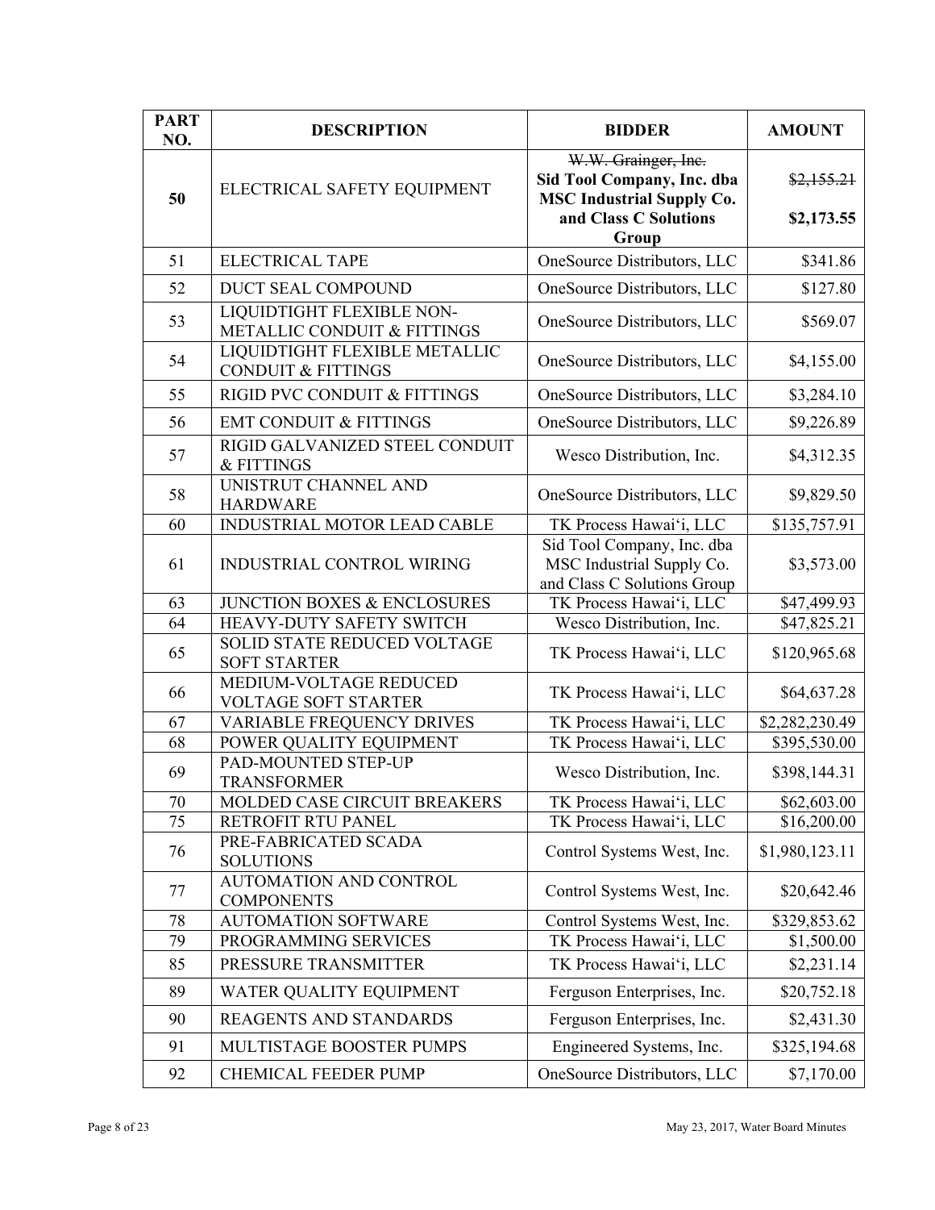| PART NO. | DESCRIPTION | BIDDER | AMOUNT |
|---|---|---|---|
| **50** | ELECTRICAL SAFETY EQUIPMENT | ~~W.W. Grainger, Inc.~~ **Sid Tool Company, Inc. dba MSC Industrial Supply Co. and Class C Solutions Group** | ~~$2,155.21~~ **$2,173.55** |
| 51 | ELECTRICAL TAPE | OneSource Distributors, LLC | $341.86 |
| 52 | DUCT SEAL COMPOUND | OneSource Distributors, LLC | $127.80 |
| 53 | LIQUIDTIGHT FLEXIBLE NON-METALLIC CONDUIT & FITTINGS | OneSource Distributors, LLC | $569.07 |
| 54 | LIQUIDTIGHT FLEXIBLE METALLIC CONDUIT & FITTINGS | OneSource Distributors, LLC | $4,155.00 |
| 55 | RIGID PVC CONDUIT & FITTINGS | OneSource Distributors, LLC | $3,284.10 |
| 56 | EMT CONDUIT & FITTINGS | OneSource Distributors, LLC | $9,226.89 |
| 57 | RIGID GALVANIZED STEEL CONDUIT & FITTINGS | Wesco Distribution, Inc. | $4,312.35 |
| 58 | UNISTRUT CHANNEL AND HARDWARE | OneSource Distributors, LLC | $9,829.50 |
| 60 | INDUSTRIAL MOTOR LEAD CABLE | TK Process Hawai'i, LLC | $135,757.91 |
| 61 | INDUSTRIAL CONTROL WIRING | Sid Tool Company, Inc. dba MSC Industrial Supply Co. and Class C Solutions Group | $3,573.00 |
| 63 | JUNCTION BOXES & ENCLOSURES | TK Process Hawai'i, LLC | $47,499.93 |
| 64 | HEAVY-DUTY SAFETY SWITCH | Wesco Distribution, Inc. | $47,825.21 |
| 65 | SOLID STATE REDUCED VOLTAGE SOFT STARTER | TK Process Hawai'i, LLC | $120,965.68 |
| 66 | MEDIUM-VOLTAGE REDUCED VOLTAGE SOFT STARTER | TK Process Hawai'i, LLC | $64,637.28 |
| 67 | VARIABLE FREQUENCY DRIVES | TK Process Hawai'i, LLC | $2,282,230.49 |
| 68 | POWER QUALITY EQUIPMENT | TK Process Hawai'i, LLC | $395,530.00 |
| 69 | PAD-MOUNTED STEP-UP TRANSFORMER | Wesco Distribution, Inc. | $398,144.31 |
| 70 | MOLDED CASE CIRCUIT BREAKERS | TK Process Hawai'i, LLC | $62,603.00 |
| 75 | RETROFIT RTU PANEL | TK Process Hawai'i, LLC | $16,200.00 |
| 76 | PRE-FABRICATED SCADA SOLUTIONS | Control Systems West, Inc. | $1,980,123.11 |
| 77 | AUTOMATION AND CONTROL COMPONENTS | Control Systems West, Inc. | $20,642.46 |
| 78 | AUTOMATION SOFTWARE | Control Systems West, Inc. | $329,853.62 |
| 79 | PROGRAMMING SERVICES | TK Process Hawai'i, LLC | $1,500.00 |
| 85 | PRESSURE TRANSMITTER | TK Process Hawai'i, LLC | $2,231.14 |
| 89 | WATER QUALITY EQUIPMENT | Ferguson Enterprises, Inc. | $20,752.18 |
| 90 | REAGENTS AND STANDARDS | Ferguson Enterprises, Inc. | $2,431.30 |
| 91 | MULTISTAGE BOOSTER PUMPS | Engineered Systems, Inc. | $325,194.68 |
| 92 | CHEMICAL FEEDER PUMP | OneSource Distributors, LLC | $7,170.00 |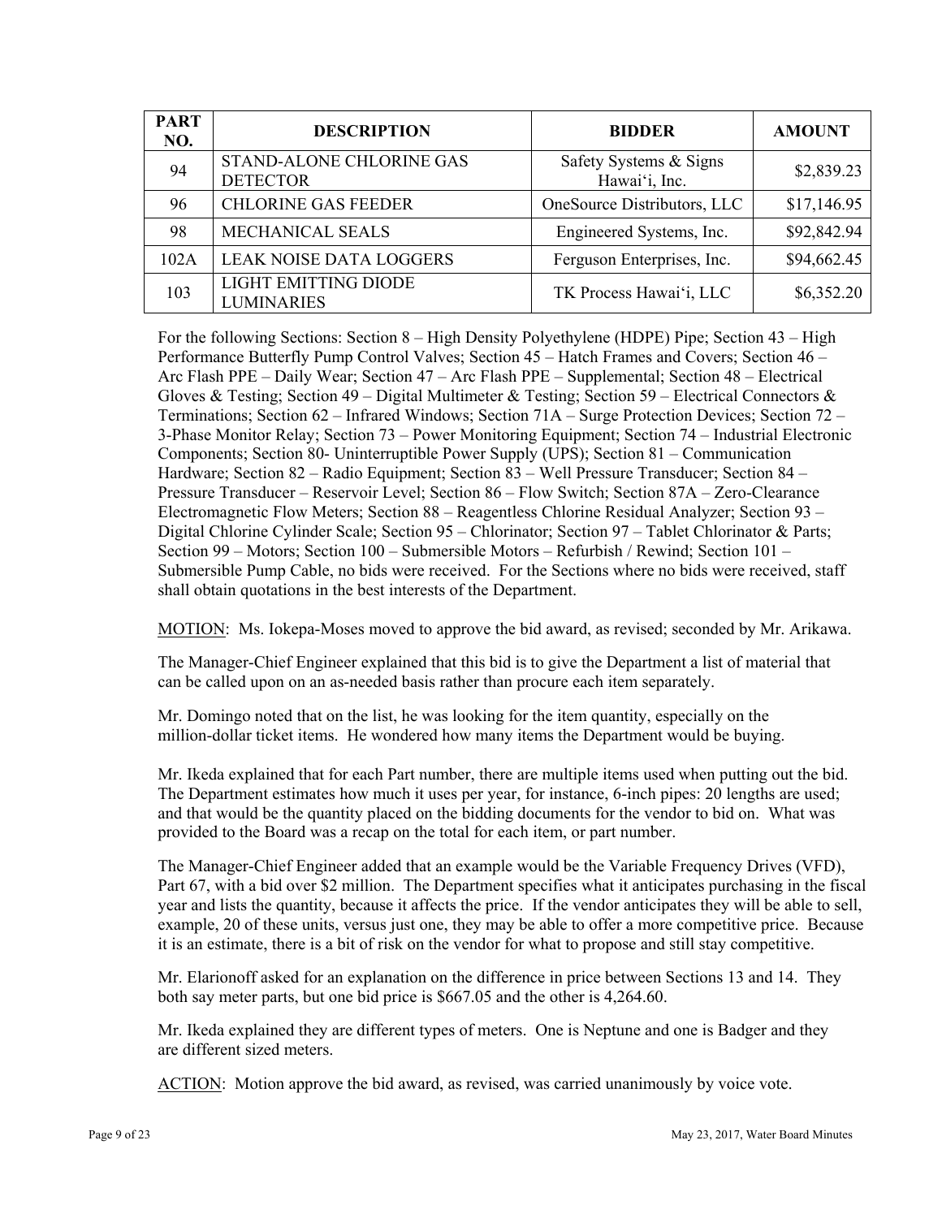| PART NO. | DESCRIPTION | BIDDER | AMOUNT |
|---|---|---|---|
| 94 | STAND-ALONE CHLORINE GAS DETECTOR | Safety Systems & Signs Hawaiʻi, Inc. | $2,839.23 |
| 96 | CHLORINE GAS FEEDER | OneSource Distributors, LLC | $17,146.95 |
| 98 | MECHANICAL SEALS | Engineered Systems, Inc. | $92,842.94 |
| 102A | LEAK NOISE DATA LOGGERS | Ferguson Enterprises, Inc. | $94,662.45 |
| 103 | LIGHT EMITTING DIODE LUMINARIES | TK Process Hawaiʻi, LLC | $6,352.20 |

For the following Sections: Section 8 – High Density Polyethylene (HDPE) Pipe; Section 43 – High Performance Butterfly Pump Control Valves; Section 45 – Hatch Frames and Covers; Section 46 – Arc Flash PPE – Daily Wear; Section 47 – Arc Flash PPE – Supplemental; Section 48 – Electrical Gloves & Testing; Section 49 – Digital Multimeter & Testing; Section 59 – Electrical Connectors & Terminations; Section 62 – Infrared Windows; Section 71A – Surge Protection Devices; Section 72 – 3-Phase Monitor Relay; Section 73 – Power Monitoring Equipment; Section 74 – Industrial Electronic Components; Section 80- Uninterruptible Power Supply (UPS); Section 81 – Communication Hardware; Section 82 – Radio Equipment; Section 83 – Well Pressure Transducer; Section 84 – Pressure Transducer – Reservoir Level; Section 86 – Flow Switch; Section 87A – Zero-Clearance Electromagnetic Flow Meters; Section 88 – Reagentless Chlorine Residual Analyzer; Section 93 – Digital Chlorine Cylinder Scale; Section 95 – Chlorinator; Section 97 – Tablet Chlorinator & Parts; Section 99 – Motors; Section 100 – Submersible Motors – Refurbish / Rewind; Section 101 – Submersible Pump Cable, no bids were received. For the Sections where no bids were received, staff shall obtain quotations in the best interests of the Department.

<u>MOTION</u>: Ms. Iokepa-Moses moved to approve the bid award, as revised; seconded by Mr. Arikawa.

The Manager-Chief Engineer explained that this bid is to give the Department a list of material that can be called upon on an as-needed basis rather than procure each item separately.

Mr. Domingo noted that on the list, he was looking for the item quantity, especially on the million-dollar ticket items. He wondered how many items the Department would be buying.

Mr. Ikeda explained that for each Part number, there are multiple items used when putting out the bid. The Department estimates how much it uses per year, for instance, 6-inch pipes: 20 lengths are used; and that would be the quantity placed on the bidding documents for the vendor to bid on. What was provided to the Board was a recap on the total for each item, or part number.

The Manager-Chief Engineer added that an example would be the Variable Frequency Drives (VFD), Part 67, with a bid over $2 million. The Department specifies what it anticipates purchasing in the fiscal year and lists the quantity, because it affects the price. If the vendor anticipates they will be able to sell, example, 20 of these units, versus just one, they may be able to offer a more competitive price. Because it is an estimate, there is a bit of risk on the vendor for what to propose and still stay competitive.

Mr. Elarionoff asked for an explanation on the difference in price between Sections 13 and 14. They both say meter parts, but one bid price is $667.05 and the other is 4,264.60.

Mr. Ikeda explained they are different types of meters. One is Neptune and one is Badger and they are different sized meters.

<u>ACTION</u>: Motion approve the bid award, as revised, was carried unanimously by voice vote.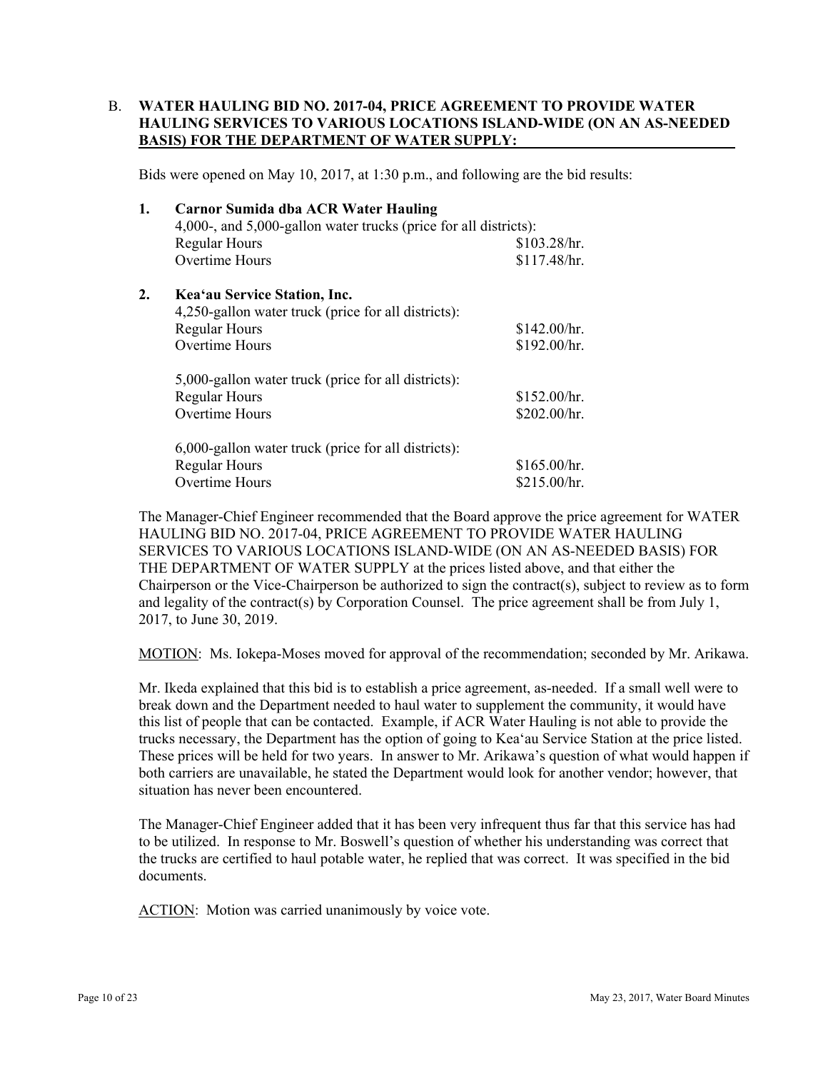B. **WATER HAULING BID NO. 2017-04, PRICE AGREEMENT TO PROVIDE WATER HAULING SERVICES TO VARIOUS LOCATIONS ISLAND-WIDE (ON AN AS-NEEDED BASIS) FOR THE DEPARTMENT OF WATER SUPPLY:**

Bids were opened on May 10, 2017, at 1:30 p.m., and following are the bid results:

1. **Carnor Sumida dba ACR Water Hauling**

   4,000-, and 5,000-gallon water trucks (price for all districts):

   | | |
   |---|---|
   | Regular Hours | $103.28/hr. |
   | Overtime Hours | $117.48/hr. |

2. **Keaʻau Service Station, Inc.**

   4,250-gallon water truck (price for all districts):

   | | |
   |---|---|
   | Regular Hours | $142.00/hr. |
   | Overtime Hours | $192.00/hr. |

   5,000-gallon water truck (price for all districts):

   | | |
   |---|---|
   | Regular Hours | $152.00/hr. |
   | Overtime Hours | $202.00/hr. |

   6,000-gallon water truck (price for all districts):

   | | |
   |---|---|
   | Regular Hours | $165.00/hr. |
   | Overtime Hours | $215.00/hr. |

The Manager-Chief Engineer recommended that the Board approve the price agreement for WATER HAULING BID NO. 2017-04, PRICE AGREEMENT TO PROVIDE WATER HAULING SERVICES TO VARIOUS LOCATIONS ISLAND-WIDE (ON AN AS-NEEDED BASIS) FOR THE DEPARTMENT OF WATER SUPPLY at the prices listed above, and that either the Chairperson or the Vice-Chairperson be authorized to sign the contract(s), subject to review as to form and legality of the contract(s) by Corporation Counsel. The price agreement shall be from July 1, 2017, to June 30, 2019.

MOTION: Ms. Iokepa-Moses moved for approval of the recommendation; seconded by Mr. Arikawa.

Mr. Ikeda explained that this bid is to establish a price agreement, as-needed. If a small well were to break down and the Department needed to haul water to supplement the community, it would have this list of people that can be contacted. Example, if ACR Water Hauling is not able to provide the trucks necessary, the Department has the option of going to Keaʻau Service Station at the price listed. These prices will be held for two years. In answer to Mr. Arikawa's question of what would happen if both carriers are unavailable, he stated the Department would look for another vendor; however, that situation has never been encountered.

The Manager-Chief Engineer added that it has been very infrequent thus far that this service has had to be utilized. In response to Mr. Boswell's question of whether his understanding was correct that the trucks are certified to haul potable water, he replied that was correct. It was specified in the bid documents.

ACTION: Motion was carried unanimously by voice vote.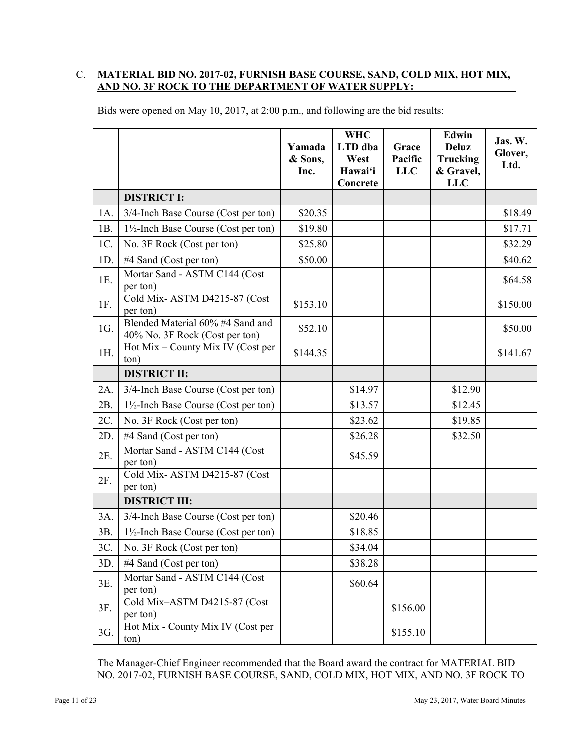C. **MATERIAL BID NO. 2017-02, FURNISH BASE COURSE, SAND, COLD MIX, HOT MIX, AND NO. 3F ROCK TO THE DEPARTMENT OF WATER SUPPLY:**

Bids were opened on May 10, 2017, at 2:00 p.m., and following are the bid results:

| | | Yamada & Sons, Inc. | WHC LTD dba West Hawai'i Concrete | Grace Pacific LLC | Edwin Deluz Trucking & Gravel, LLC | Jas. W. Glover, Ltd. |
|---|---|---|---|---|---|---|
| | **DISTRICT I:** | | | | | |
| 1A. | 3/4-Inch Base Course (Cost per ton) | $20.35 | | | | $18.49 |
| 1B. | 1½-Inch Base Course (Cost per ton) | $19.80 | | | | $17.71 |
| 1C. | No. 3F Rock (Cost per ton) | $25.80 | | | | $32.29 |
| 1D. | #4 Sand (Cost per ton) | $50.00 | | | | $40.62 |
| 1E. | Mortar Sand - ASTM C144 (Cost per ton) | | | | | $64.58 |
| 1F. | Cold Mix- ASTM D4215-87 (Cost per ton) | $153.10 | | | | $150.00 |
| 1G. | Blended Material 60% #4 Sand and 40% No. 3F Rock (Cost per ton) | $52.10 | | | | $50.00 |
| 1H. | Hot Mix – County Mix IV (Cost per ton) | $144.35 | | | | $141.67 |
| | **DISTRICT II:** | | | | | |
| 2A. | 3/4-Inch Base Course (Cost per ton) | | $14.97 | | $12.90 | |
| 2B. | 1½-Inch Base Course (Cost per ton) | | $13.57 | | $12.45 | |
| 2C. | No. 3F Rock (Cost per ton) | | $23.62 | | $19.85 | |
| 2D. | #4 Sand (Cost per ton) | | $26.28 | | $32.50 | |
| 2E. | Mortar Sand - ASTM C144 (Cost per ton) | | $45.59 | | | |
| 2F. | Cold Mix- ASTM D4215-87 (Cost per ton) | | | | | |
| | **DISTRICT III:** | | | | | |
| 3A. | 3/4-Inch Base Course (Cost per ton) | | $20.46 | | | |
| 3B. | 1½-Inch Base Course (Cost per ton) | | $18.85 | | | |
| 3C. | No. 3F Rock (Cost per ton) | | $34.04 | | | |
| 3D. | #4 Sand (Cost per ton) | | $38.28 | | | |
| 3E. | Mortar Sand - ASTM C144 (Cost per ton) | | $60.64 | | | |
| 3F. | Cold Mix–ASTM D4215-87 (Cost per ton) | | | $156.00 | | |
| 3G. | Hot Mix - County Mix IV (Cost per ton) | | | $155.10 | | |

The Manager-Chief Engineer recommended that the Board award the contract for MATERIAL BID NO. 2017-02, FURNISH BASE COURSE, SAND, COLD MIX, HOT MIX, AND NO. 3F ROCK TO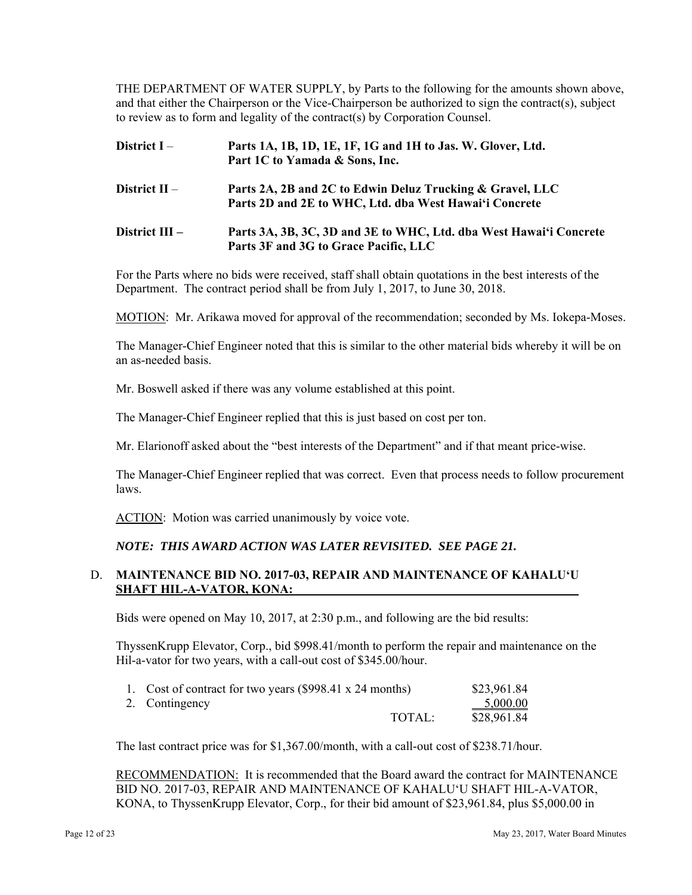THE DEPARTMENT OF WATER SUPPLY, by Parts to the following for the amounts shown above, and that either the Chairperson or the Vice-Chairperson be authorized to sign the contract(s), subject to review as to form and legality of the contract(s) by Corporation Counsel.

| | |
|---|---|
| **District I** – | **Parts 1A, 1B, 1D, 1E, 1F, 1G and 1H to Jas. W. Glover, Ltd.** **Part 1C to Yamada & Sons, Inc.** |
| **District II** – | **Parts 2A, 2B and 2C to Edwin Deluz Trucking & Gravel, LLC** **Parts 2D and 2E to WHC, Ltd. dba West Hawai'i Concrete** |
| **District III –** | **Parts 3A, 3B, 3C, 3D and 3E to WHC, Ltd. dba West Hawai'i Concrete** **Parts 3F and 3G to Grace Pacific, LLC** |

For the Parts where no bids were received, staff shall obtain quotations in the best interests of the Department. The contract period shall be from July 1, 2017, to June 30, 2018.

MOTION: Mr. Arikawa moved for approval of the recommendation; seconded by Ms. Iokepa-Moses.

The Manager-Chief Engineer noted that this is similar to the other material bids whereby it will be on an as-needed basis.

Mr. Boswell asked if there was any volume established at this point.

The Manager-Chief Engineer replied that this is just based on cost per ton.

Mr. Elarionoff asked about the "best interests of the Department" and if that meant price-wise.

The Manager-Chief Engineer replied that was correct. Even that process needs to follow procurement laws.

ACTION: Motion was carried unanimously by voice vote.

***NOTE: THIS AWARD ACTION WAS LATER REVISITED. SEE PAGE 21.***

D. **MAINTENANCE BID NO. 2017-03, REPAIR AND MAINTENANCE OF KAHALU'U SHAFT HIL-A-VATOR, KONA:**

Bids were opened on May 10, 2017, at 2:30 p.m., and following are the bid results:

ThyssenKrupp Elevator, Corp., bid $998.41/month to perform the repair and maintenance on the Hil-a-vator for two years, with a call-out cost of $345.00/hour.

| | | |
|---|---|---|
| 1. Cost of contract for two years ($998.41 x 24 months) | | $23,961.84 |
| 2. Contingency | | 5,000.00 |
| | TOTAL: | $28,961.84 |

The last contract price was for $1,367.00/month, with a call-out cost of $238.71/hour.

RECOMMENDATION: It is recommended that the Board award the contract for MAINTENANCE BID NO. 2017-03, REPAIR AND MAINTENANCE OF KAHALU'U SHAFT HIL-A-VATOR, KONA, to ThyssenKrupp Elevator, Corp., for their bid amount of $23,961.84, plus $5,000.00 in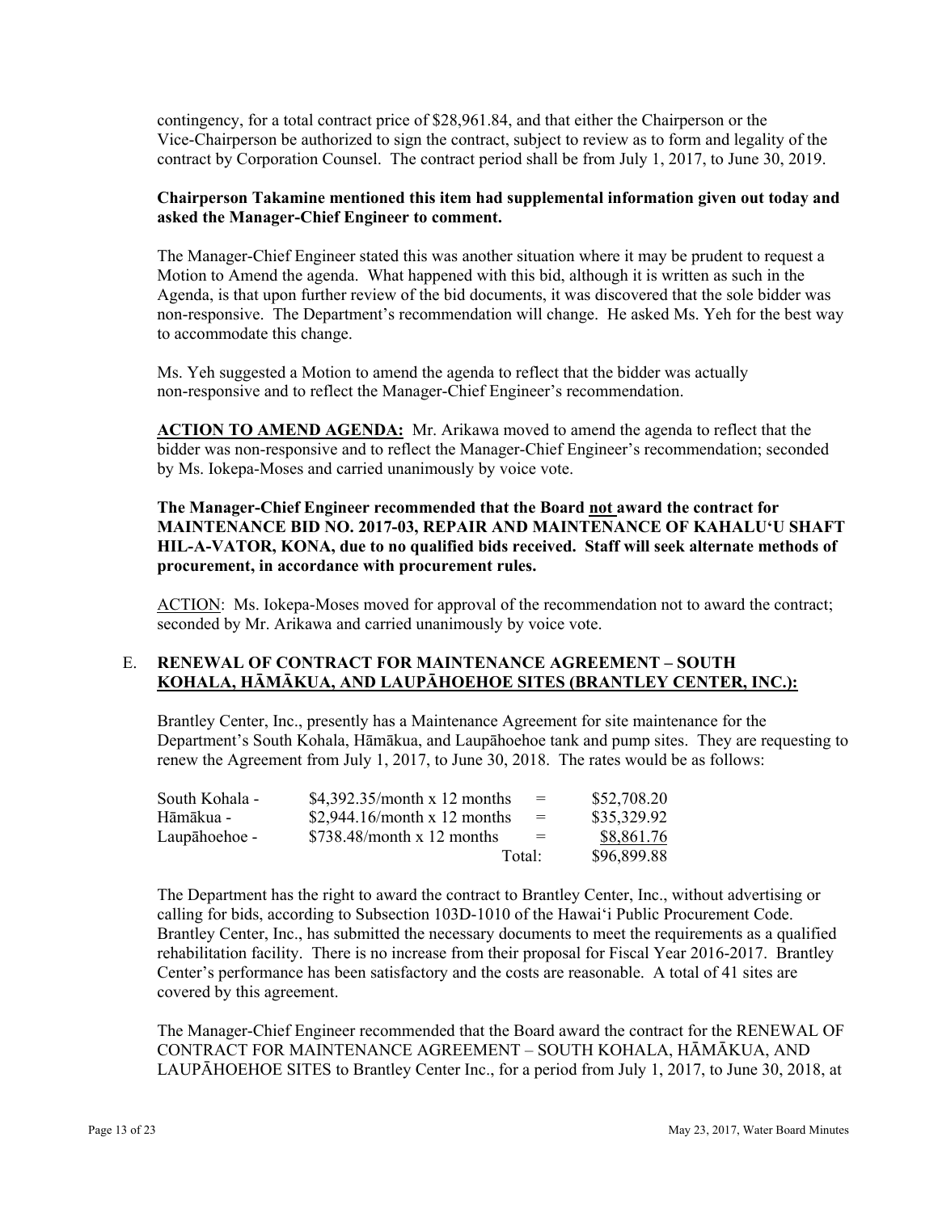contingency, for a total contract price of $28,961.84, and that either the Chairperson or the Vice-Chairperson be authorized to sign the contract, subject to review as to form and legality of the contract by Corporation Counsel. The contract period shall be from July 1, 2017, to June 30, 2019.

**Chairperson Takamine mentioned this item had supplemental information given out today and asked the Manager-Chief Engineer to comment.**

The Manager-Chief Engineer stated this was another situation where it may be prudent to request a Motion to Amend the agenda. What happened with this bid, although it is written as such in the Agenda, is that upon further review of the bid documents, it was discovered that the sole bidder was non-responsive. The Department's recommendation will change. He asked Ms. Yeh for the best way to accommodate this change.

Ms. Yeh suggested a Motion to amend the agenda to reflect that the bidder was actually non-responsive and to reflect the Manager-Chief Engineer's recommendation.

**ACTION TO AMEND AGENDA:** Mr. Arikawa moved to amend the agenda to reflect that the bidder was non-responsive and to reflect the Manager-Chief Engineer's recommendation; seconded by Ms. Iokepa-Moses and carried unanimously by voice vote.

**The Manager-Chief Engineer recommended that the Board not award the contract for MAINTENANCE BID NO. 2017-03, REPAIR AND MAINTENANCE OF KAHALU'U SHAFT HIL-A-VATOR, KONA, due to no qualified bids received. Staff will seek alternate methods of procurement, in accordance with procurement rules.**

ACTION: Ms. Iokepa-Moses moved for approval of the recommendation not to award the contract; seconded by Mr. Arikawa and carried unanimously by voice vote.

E. **RENEWAL OF CONTRACT FOR MAINTENANCE AGREEMENT – SOUTH KOHALA, HĀMĀKUA, AND LAUPĀHOEHOE SITES (BRANTLEY CENTER, INC.):**

Brantley Center, Inc., presently has a Maintenance Agreement for site maintenance for the Department's South Kohala, Hāmākua, and Laupāhoehoe tank and pump sites. They are requesting to renew the Agreement from July 1, 2017, to June 30, 2018. The rates would be as follows:

| | | | |
|---|---|---|---|
| South Kohala - | $4,392.35/month x 12 months | = | $52,708.20 |
| Hāmākua - | $2,944.16/month x 12 months | = | $35,329.92 |
| Laupāhoehoe - | $738.48/month x 12 months | = | $8,861.76 |
| | | Total: | $96,899.88 |

The Department has the right to award the contract to Brantley Center, Inc., without advertising or calling for bids, according to Subsection 103D-1010 of the Hawai'i Public Procurement Code. Brantley Center, Inc., has submitted the necessary documents to meet the requirements as a qualified rehabilitation facility. There is no increase from their proposal for Fiscal Year 2016-2017. Brantley Center's performance has been satisfactory and the costs are reasonable. A total of 41 sites are covered by this agreement.

The Manager-Chief Engineer recommended that the Board award the contract for the RENEWAL OF CONTRACT FOR MAINTENANCE AGREEMENT – SOUTH KOHALA, HĀMĀKUA, AND LAUPĀHOEHOE SITES to Brantley Center Inc., for a period from July 1, 2017, to June 30, 2018, at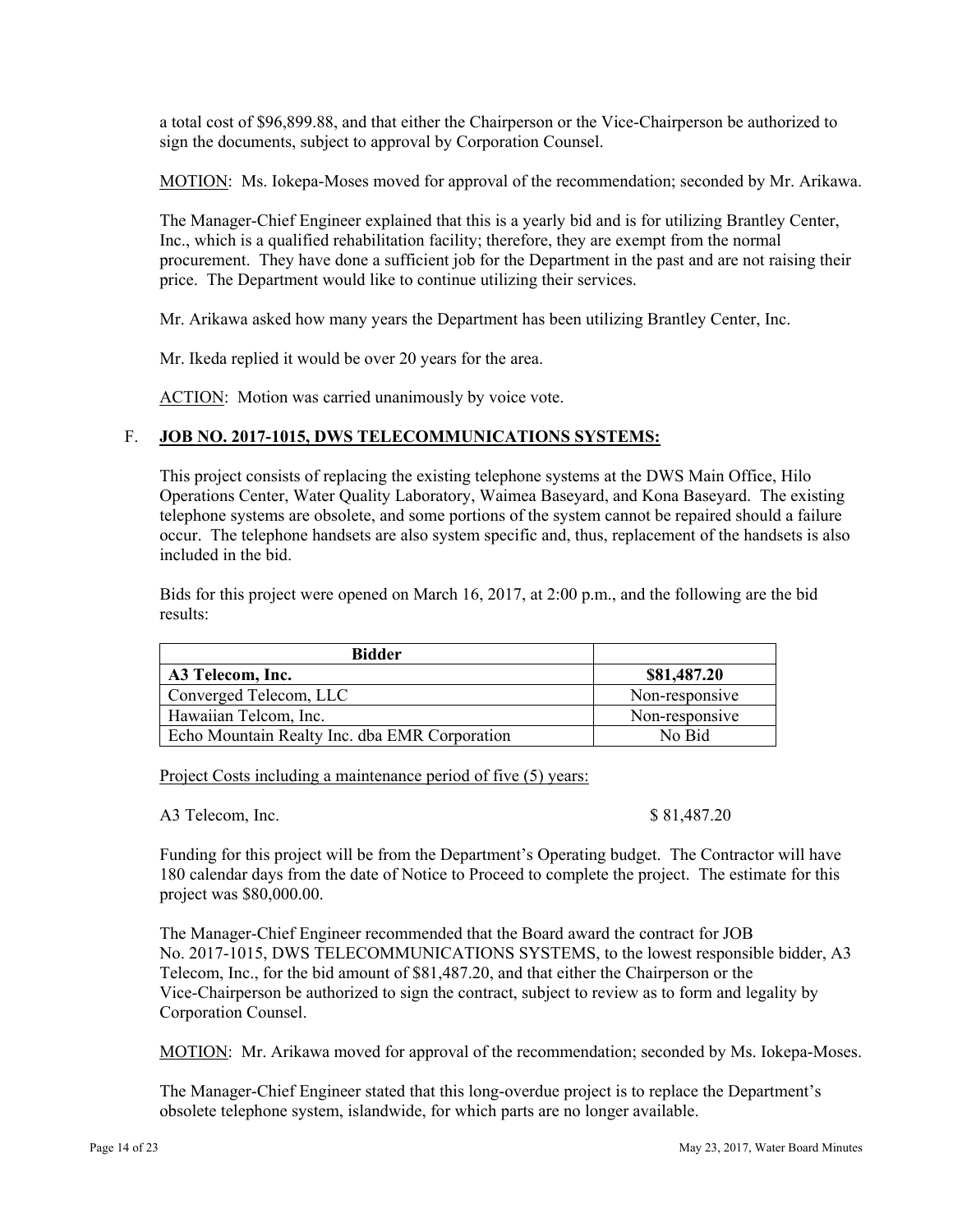a total cost of $96,899.88, and that either the Chairperson or the Vice-Chairperson be authorized to sign the documents, subject to approval by Corporation Counsel.

<u>MOTION</u>: Ms. Iokepa-Moses moved for approval of the recommendation; seconded by Mr. Arikawa.

The Manager-Chief Engineer explained that this is a yearly bid and is for utilizing Brantley Center, Inc., which is a qualified rehabilitation facility; therefore, they are exempt from the normal procurement. They have done a sufficient job for the Department in the past and are not raising their price. The Department would like to continue utilizing their services.

Mr. Arikawa asked how many years the Department has been utilizing Brantley Center, Inc.

Mr. Ikeda replied it would be over 20 years for the area.

<u>ACTION</u>: Motion was carried unanimously by voice vote.

F. **<u>JOB NO. 2017-1015, DWS TELECOMMUNICATIONS SYSTEMS:</u>**

This project consists of replacing the existing telephone systems at the DWS Main Office, Hilo Operations Center, Water Quality Laboratory, Waimea Baseyard, and Kona Baseyard. The existing telephone systems are obsolete, and some portions of the system cannot be repaired should a failure occur. The telephone handsets are also system specific and, thus, replacement of the handsets is also included in the bid.

Bids for this project were opened on March 16, 2017, at 2:00 p.m., and the following are the bid results:

| Bidder | |
|---|---|
| **A3 Telecom, Inc.** | **$81,487.20** |
| Converged Telecom, LLC | Non-responsive |
| Hawaiian Telcom, Inc. | Non-responsive |
| Echo Mountain Realty Inc. dba EMR Corporation | No Bid |

<u>Project Costs including a maintenance period of five (5) years:</u>

A3 Telecom, Inc. $ 81,487.20

Funding for this project will be from the Department's Operating budget. The Contractor will have 180 calendar days from the date of Notice to Proceed to complete the project. The estimate for this project was $80,000.00.

The Manager-Chief Engineer recommended that the Board award the contract for JOB No. 2017-1015, DWS TELECOMMUNICATIONS SYSTEMS, to the lowest responsible bidder, A3 Telecom, Inc., for the bid amount of $81,487.20, and that either the Chairperson or the Vice-Chairperson be authorized to sign the contract, subject to review as to form and legality by Corporation Counsel.

<u>MOTION</u>: Mr. Arikawa moved for approval of the recommendation; seconded by Ms. Iokepa-Moses.

The Manager-Chief Engineer stated that this long-overdue project is to replace the Department's obsolete telephone system, islandwide, for which parts are no longer available.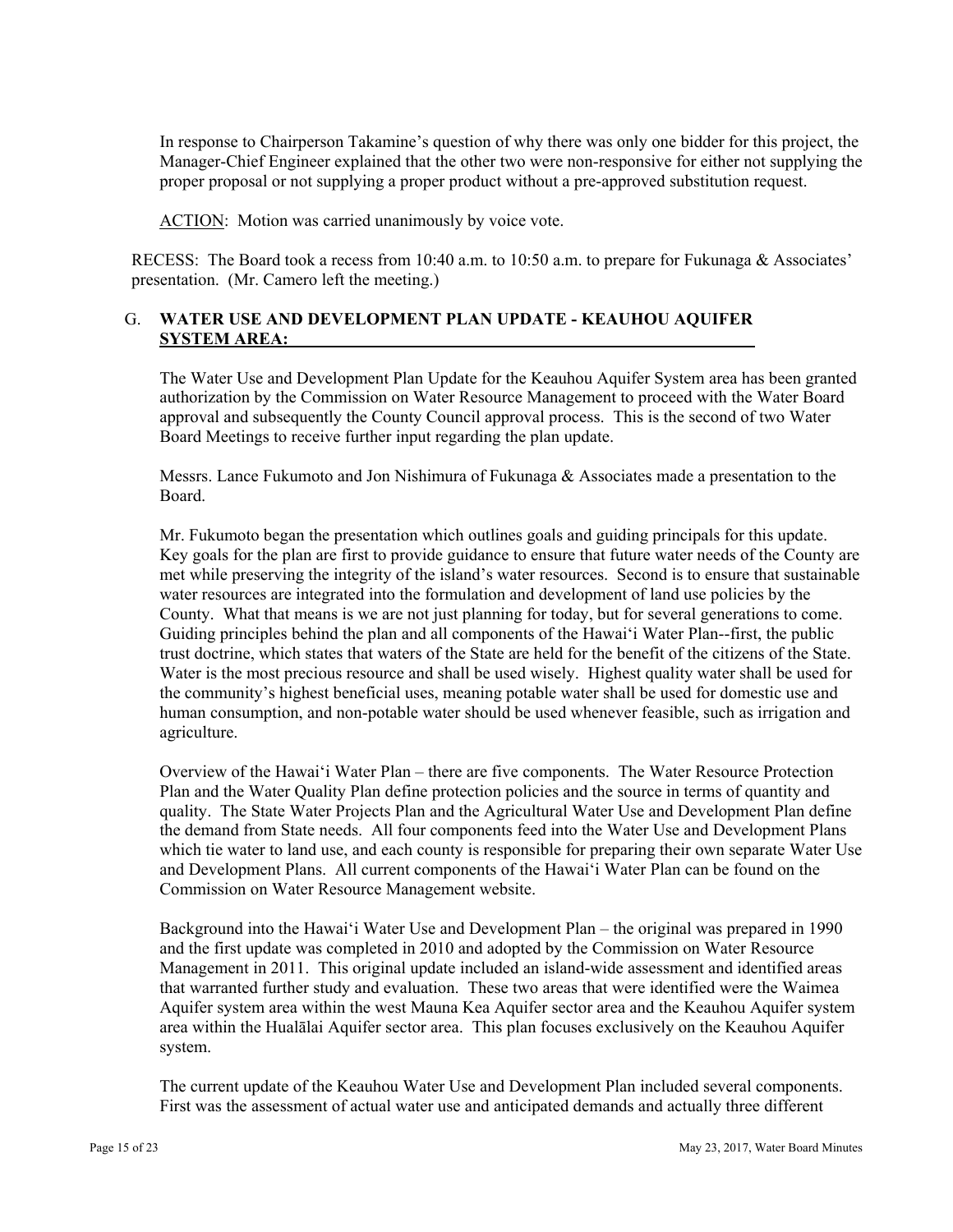In response to Chairperson Takamine's question of why there was only one bidder for this project, the Manager-Chief Engineer explained that the other two were non-responsive for either not supplying the proper proposal or not supplying a proper product without a pre-approved substitution request.

ACTION: Motion was carried unanimously by voice vote.

RECESS: The Board took a recess from 10:40 a.m. to 10:50 a.m. to prepare for Fukunaga & Associates' presentation. (Mr. Camero left the meeting.)

G. **WATER USE AND DEVELOPMENT PLAN UPDATE - KEAUHOU AQUIFER SYSTEM AREA:**

The Water Use and Development Plan Update for the Keauhou Aquifer System area has been granted authorization by the Commission on Water Resource Management to proceed with the Water Board approval and subsequently the County Council approval process. This is the second of two Water Board Meetings to receive further input regarding the plan update.

Messrs. Lance Fukumoto and Jon Nishimura of Fukunaga & Associates made a presentation to the Board.

Mr. Fukumoto began the presentation which outlines goals and guiding principals for this update. Key goals for the plan are first to provide guidance to ensure that future water needs of the County are met while preserving the integrity of the island's water resources. Second is to ensure that sustainable water resources are integrated into the formulation and development of land use policies by the County. What that means is we are not just planning for today, but for several generations to come. Guiding principles behind the plan and all components of the Hawai'i Water Plan--first, the public trust doctrine, which states that waters of the State are held for the benefit of the citizens of the State. Water is the most precious resource and shall be used wisely. Highest quality water shall be used for the community's highest beneficial uses, meaning potable water shall be used for domestic use and human consumption, and non-potable water should be used whenever feasible, such as irrigation and agriculture.

Overview of the Hawai'i Water Plan – there are five components. The Water Resource Protection Plan and the Water Quality Plan define protection policies and the source in terms of quantity and quality. The State Water Projects Plan and the Agricultural Water Use and Development Plan define the demand from State needs. All four components feed into the Water Use and Development Plans which tie water to land use, and each county is responsible for preparing their own separate Water Use and Development Plans. All current components of the Hawai'i Water Plan can be found on the Commission on Water Resource Management website.

Background into the Hawai'i Water Use and Development Plan – the original was prepared in 1990 and the first update was completed in 2010 and adopted by the Commission on Water Resource Management in 2011. This original update included an island-wide assessment and identified areas that warranted further study and evaluation. These two areas that were identified were the Waimea Aquifer system area within the west Mauna Kea Aquifer sector area and the Keauhou Aquifer system area within the Hualālai Aquifer sector area. This plan focuses exclusively on the Keauhou Aquifer system.

The current update of the Keauhou Water Use and Development Plan included several components. First was the assessment of actual water use and anticipated demands and actually three different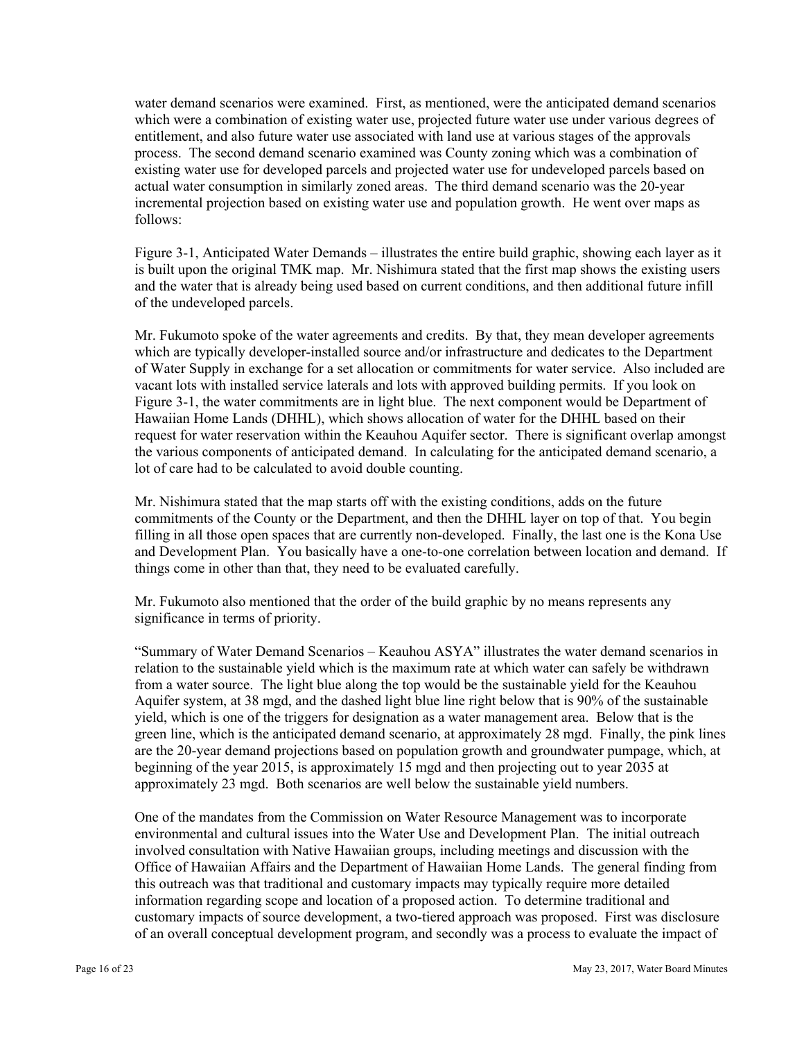water demand scenarios were examined. First, as mentioned, were the anticipated demand scenarios which were a combination of existing water use, projected future water use under various degrees of entitlement, and also future water use associated with land use at various stages of the approvals process. The second demand scenario examined was County zoning which was a combination of existing water use for developed parcels and projected water use for undeveloped parcels based on actual water consumption in similarly zoned areas. The third demand scenario was the 20-year incremental projection based on existing water use and population growth. He went over maps as follows:

Figure 3-1, Anticipated Water Demands – illustrates the entire build graphic, showing each layer as it is built upon the original TMK map. Mr. Nishimura stated that the first map shows the existing users and the water that is already being used based on current conditions, and then additional future infill of the undeveloped parcels.

Mr. Fukumoto spoke of the water agreements and credits. By that, they mean developer agreements which are typically developer-installed source and/or infrastructure and dedicates to the Department of Water Supply in exchange for a set allocation or commitments for water service. Also included are vacant lots with installed service laterals and lots with approved building permits. If you look on Figure 3-1, the water commitments are in light blue. The next component would be Department of Hawaiian Home Lands (DHHL), which shows allocation of water for the DHHL based on their request for water reservation within the Keauhou Aquifer sector. There is significant overlap amongst the various components of anticipated demand. In calculating for the anticipated demand scenario, a lot of care had to be calculated to avoid double counting.

Mr. Nishimura stated that the map starts off with the existing conditions, adds on the future commitments of the County or the Department, and then the DHHL layer on top of that. You begin filling in all those open spaces that are currently non-developed. Finally, the last one is the Kona Use and Development Plan. You basically have a one-to-one correlation between location and demand. If things come in other than that, they need to be evaluated carefully.

Mr. Fukumoto also mentioned that the order of the build graphic by no means represents any significance in terms of priority.

"Summary of Water Demand Scenarios – Keauhou ASYA" illustrates the water demand scenarios in relation to the sustainable yield which is the maximum rate at which water can safely be withdrawn from a water source. The light blue along the top would be the sustainable yield for the Keauhou Aquifer system, at 38 mgd, and the dashed light blue line right below that is 90% of the sustainable yield, which is one of the triggers for designation as a water management area. Below that is the green line, which is the anticipated demand scenario, at approximately 28 mgd. Finally, the pink lines are the 20-year demand projections based on population growth and groundwater pumpage, which, at beginning of the year 2015, is approximately 15 mgd and then projecting out to year 2035 at approximately 23 mgd. Both scenarios are well below the sustainable yield numbers.

One of the mandates from the Commission on Water Resource Management was to incorporate environmental and cultural issues into the Water Use and Development Plan. The initial outreach involved consultation with Native Hawaiian groups, including meetings and discussion with the Office of Hawaiian Affairs and the Department of Hawaiian Home Lands. The general finding from this outreach was that traditional and customary impacts may typically require more detailed information regarding scope and location of a proposed action. To determine traditional and customary impacts of source development, a two-tiered approach was proposed. First was disclosure of an overall conceptual development program, and secondly was a process to evaluate the impact of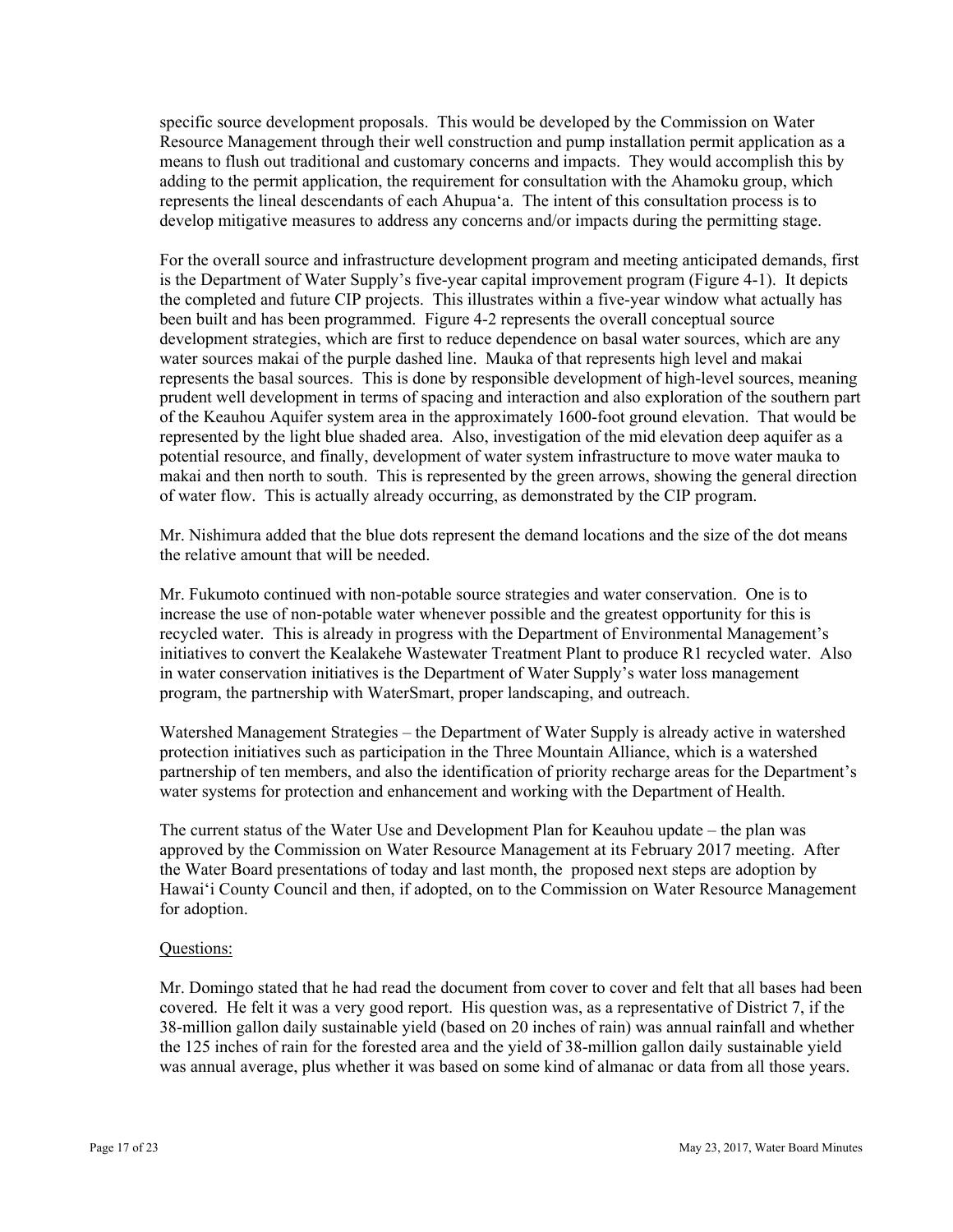specific source development proposals. This would be developed by the Commission on Water Resource Management through their well construction and pump installation permit application as a means to flush out traditional and customary concerns and impacts. They would accomplish this by adding to the permit application, the requirement for consultation with the Ahamoku group, which represents the lineal descendants of each Ahupuaʻa. The intent of this consultation process is to develop mitigative measures to address any concerns and/or impacts during the permitting stage.

For the overall source and infrastructure development program and meeting anticipated demands, first is the Department of Water Supply's five-year capital improvement program (Figure 4-1). It depicts the completed and future CIP projects. This illustrates within a five-year window what actually has been built and has been programmed. Figure 4-2 represents the overall conceptual source development strategies, which are first to reduce dependence on basal water sources, which are any water sources makai of the purple dashed line. Mauka of that represents high level and makai represents the basal sources. This is done by responsible development of high-level sources, meaning prudent well development in terms of spacing and interaction and also exploration of the southern part of the Keauhou Aquifer system area in the approximately 1600-foot ground elevation. That would be represented by the light blue shaded area. Also, investigation of the mid elevation deep aquifer as a potential resource, and finally, development of water system infrastructure to move water mauka to makai and then north to south. This is represented by the green arrows, showing the general direction of water flow. This is actually already occurring, as demonstrated by the CIP program.

Mr. Nishimura added that the blue dots represent the demand locations and the size of the dot means the relative amount that will be needed.

Mr. Fukumoto continued with non-potable source strategies and water conservation. One is to increase the use of non-potable water whenever possible and the greatest opportunity for this is recycled water. This is already in progress with the Department of Environmental Management's initiatives to convert the Kealakehe Wastewater Treatment Plant to produce R1 recycled water. Also in water conservation initiatives is the Department of Water Supply's water loss management program, the partnership with WaterSmart, proper landscaping, and outreach.

Watershed Management Strategies – the Department of Water Supply is already active in watershed protection initiatives such as participation in the Three Mountain Alliance, which is a watershed partnership of ten members, and also the identification of priority recharge areas for the Department's water systems for protection and enhancement and working with the Department of Health.

The current status of the Water Use and Development Plan for Keauhou update – the plan was approved by the Commission on Water Resource Management at its February 2017 meeting. After the Water Board presentations of today and last month, the proposed next steps are adoption by Hawaiʻi County Council and then, if adopted, on to the Commission on Water Resource Management for adoption.

Questions:

Mr. Domingo stated that he had read the document from cover to cover and felt that all bases had been covered. He felt it was a very good report. His question was, as a representative of District 7, if the 38-million gallon daily sustainable yield (based on 20 inches of rain) was annual rainfall and whether the 125 inches of rain for the forested area and the yield of 38-million gallon daily sustainable yield was annual average, plus whether it was based on some kind of almanac or data from all those years.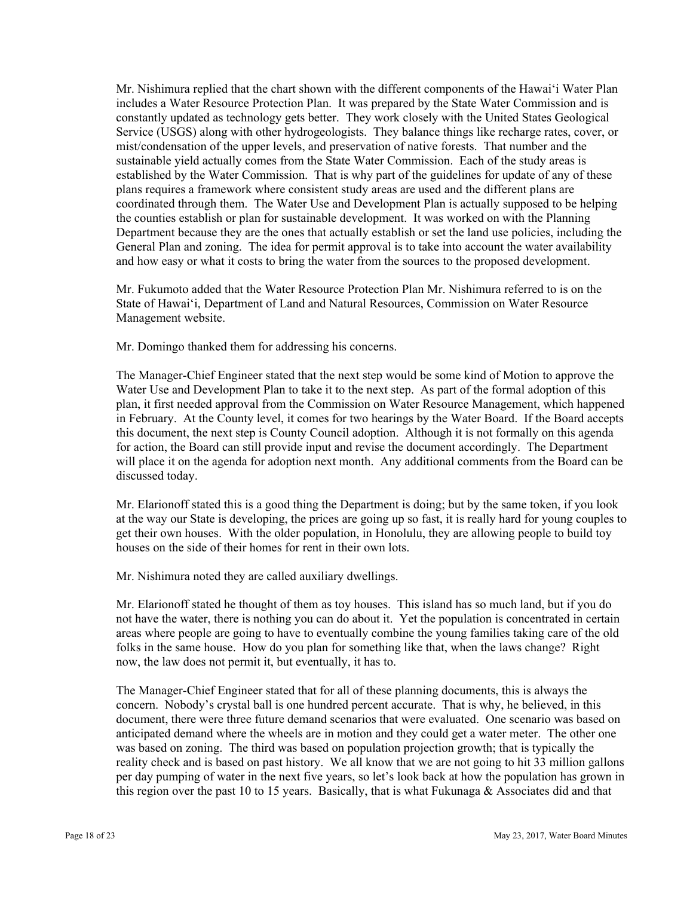Mr. Nishimura replied that the chart shown with the different components of the Hawai'i Water Plan includes a Water Resource Protection Plan. It was prepared by the State Water Commission and is constantly updated as technology gets better. They work closely with the United States Geological Service (USGS) along with other hydrogeologists. They balance things like recharge rates, cover, or mist/condensation of the upper levels, and preservation of native forests. That number and the sustainable yield actually comes from the State Water Commission. Each of the study areas is established by the Water Commission. That is why part of the guidelines for update of any of these plans requires a framework where consistent study areas are used and the different plans are coordinated through them. The Water Use and Development Plan is actually supposed to be helping the counties establish or plan for sustainable development. It was worked on with the Planning Department because they are the ones that actually establish or set the land use policies, including the General Plan and zoning. The idea for permit approval is to take into account the water availability and how easy or what it costs to bring the water from the sources to the proposed development.

Mr. Fukumoto added that the Water Resource Protection Plan Mr. Nishimura referred to is on the State of Hawai'i, Department of Land and Natural Resources, Commission on Water Resource Management website.

Mr. Domingo thanked them for addressing his concerns.

The Manager-Chief Engineer stated that the next step would be some kind of Motion to approve the Water Use and Development Plan to take it to the next step. As part of the formal adoption of this plan, it first needed approval from the Commission on Water Resource Management, which happened in February. At the County level, it comes for two hearings by the Water Board. If the Board accepts this document, the next step is County Council adoption. Although it is not formally on this agenda for action, the Board can still provide input and revise the document accordingly. The Department will place it on the agenda for adoption next month. Any additional comments from the Board can be discussed today.

Mr. Elarionoff stated this is a good thing the Department is doing; but by the same token, if you look at the way our State is developing, the prices are going up so fast, it is really hard for young couples to get their own houses. With the older population, in Honolulu, they are allowing people to build toy houses on the side of their homes for rent in their own lots.

Mr. Nishimura noted they are called auxiliary dwellings.

Mr. Elarionoff stated he thought of them as toy houses. This island has so much land, but if you do not have the water, there is nothing you can do about it. Yet the population is concentrated in certain areas where people are going to have to eventually combine the young families taking care of the old folks in the same house. How do you plan for something like that, when the laws change? Right now, the law does not permit it, but eventually, it has to.

The Manager-Chief Engineer stated that for all of these planning documents, this is always the concern. Nobody's crystal ball is one hundred percent accurate. That is why, he believed, in this document, there were three future demand scenarios that were evaluated. One scenario was based on anticipated demand where the wheels are in motion and they could get a water meter. The other one was based on zoning. The third was based on population projection growth; that is typically the reality check and is based on past history. We all know that we are not going to hit 33 million gallons per day pumping of water in the next five years, so let's look back at how the population has grown in this region over the past 10 to 15 years. Basically, that is what Fukunaga & Associates did and that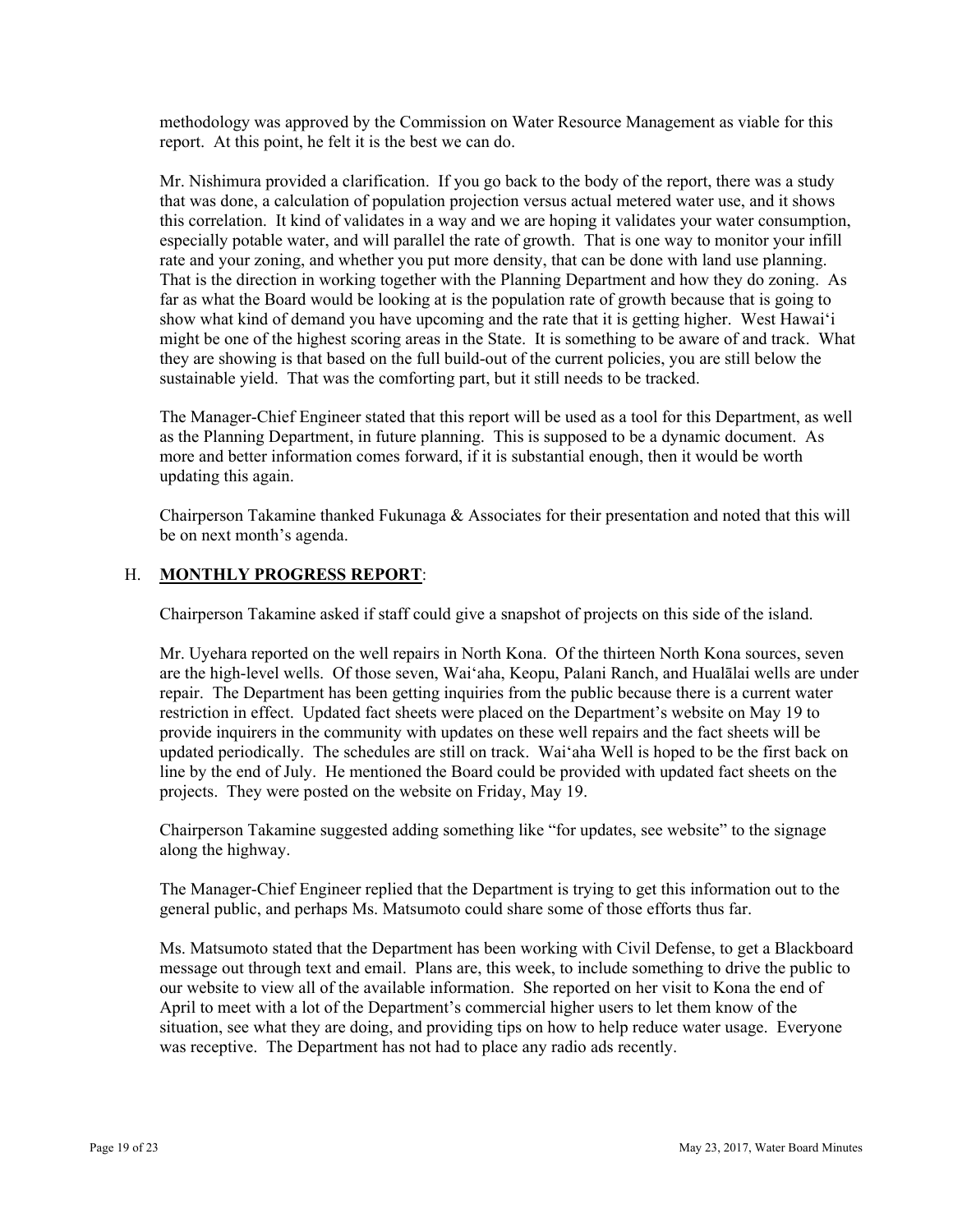methodology was approved by the Commission on Water Resource Management as viable for this report. At this point, he felt it is the best we can do.

Mr. Nishimura provided a clarification. If you go back to the body of the report, there was a study that was done, a calculation of population projection versus actual metered water use, and it shows this correlation. It kind of validates in a way and we are hoping it validates your water consumption, especially potable water, and will parallel the rate of growth. That is one way to monitor your infill rate and your zoning, and whether you put more density, that can be done with land use planning. That is the direction in working together with the Planning Department and how they do zoning. As far as what the Board would be looking at is the population rate of growth because that is going to show what kind of demand you have upcoming and the rate that it is getting higher. West Hawaiʻi might be one of the highest scoring areas in the State. It is something to be aware of and track. What they are showing is that based on the full build-out of the current policies, you are still below the sustainable yield. That was the comforting part, but it still needs to be tracked.

The Manager-Chief Engineer stated that this report will be used as a tool for this Department, as well as the Planning Department, in future planning. This is supposed to be a dynamic document. As more and better information comes forward, if it is substantial enough, then it would be worth updating this again.

Chairperson Takamine thanked Fukunaga & Associates for their presentation and noted that this will be on next month's agenda.

H. **MONTHLY PROGRESS REPORT**:

Chairperson Takamine asked if staff could give a snapshot of projects on this side of the island.

Mr. Uyehara reported on the well repairs in North Kona. Of the thirteen North Kona sources, seven are the high-level wells. Of those seven, Waiʻaha, Keopu, Palani Ranch, and Hualālai wells are under repair. The Department has been getting inquiries from the public because there is a current water restriction in effect. Updated fact sheets were placed on the Department's website on May 19 to provide inquirers in the community with updates on these well repairs and the fact sheets will be updated periodically. The schedules are still on track. Waiʻaha Well is hoped to be the first back on line by the end of July. He mentioned the Board could be provided with updated fact sheets on the projects. They were posted on the website on Friday, May 19.

Chairperson Takamine suggested adding something like "for updates, see website" to the signage along the highway.

The Manager-Chief Engineer replied that the Department is trying to get this information out to the general public, and perhaps Ms. Matsumoto could share some of those efforts thus far.

Ms. Matsumoto stated that the Department has been working with Civil Defense, to get a Blackboard message out through text and email. Plans are, this week, to include something to drive the public to our website to view all of the available information. She reported on her visit to Kona the end of April to meet with a lot of the Department's commercial higher users to let them know of the situation, see what they are doing, and providing tips on how to help reduce water usage. Everyone was receptive. The Department has not had to place any radio ads recently.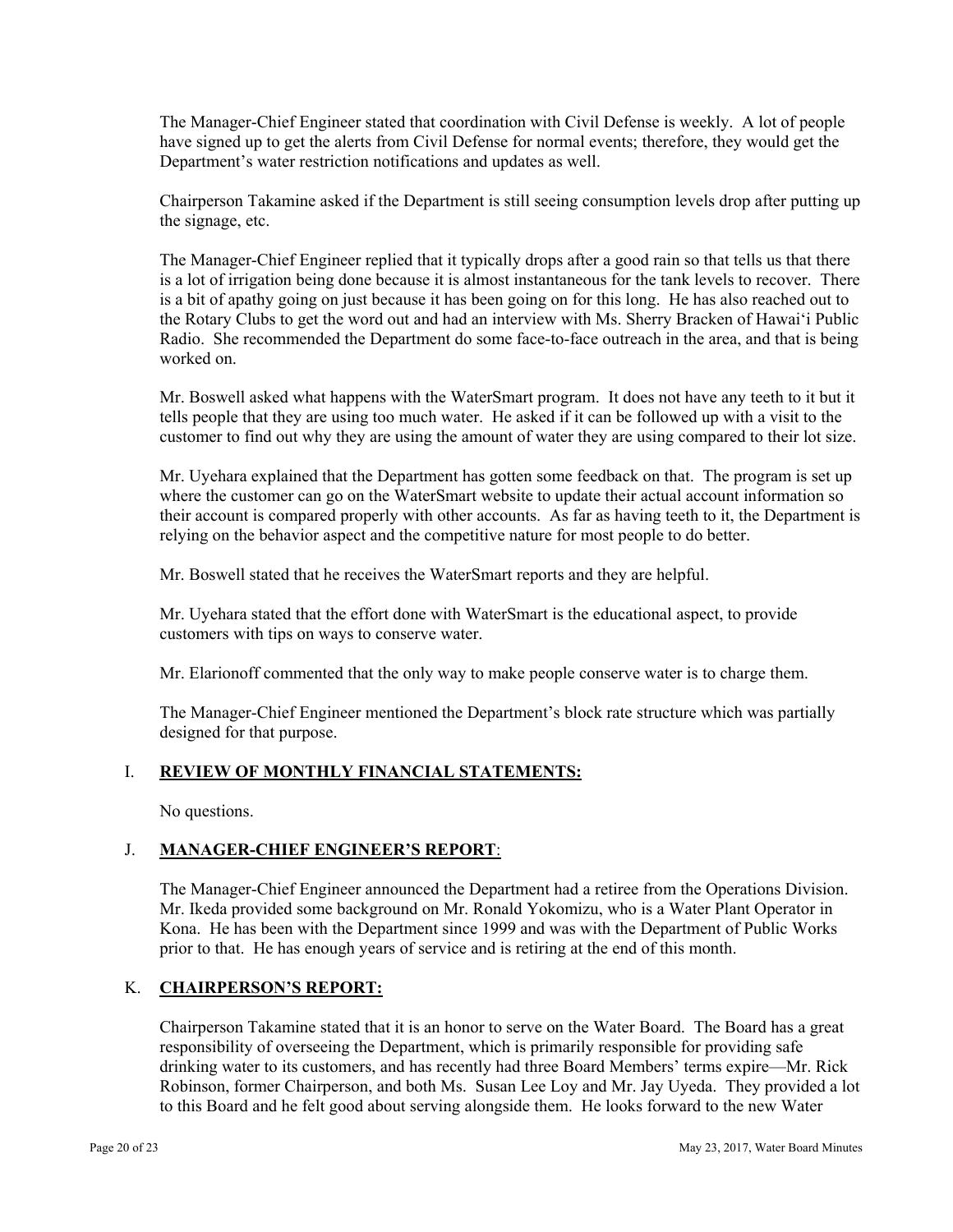The Manager-Chief Engineer stated that coordination with Civil Defense is weekly. A lot of people have signed up to get the alerts from Civil Defense for normal events; therefore, they would get the Department's water restriction notifications and updates as well.

Chairperson Takamine asked if the Department is still seeing consumption levels drop after putting up the signage, etc.

The Manager-Chief Engineer replied that it typically drops after a good rain so that tells us that there is a lot of irrigation being done because it is almost instantaneous for the tank levels to recover. There is a bit of apathy going on just because it has been going on for this long. He has also reached out to the Rotary Clubs to get the word out and had an interview with Ms. Sherry Bracken of Hawai'i Public Radio. She recommended the Department do some face-to-face outreach in the area, and that is being worked on.

Mr. Boswell asked what happens with the WaterSmart program. It does not have any teeth to it but it tells people that they are using too much water. He asked if it can be followed up with a visit to the customer to find out why they are using the amount of water they are using compared to their lot size.

Mr. Uyehara explained that the Department has gotten some feedback on that. The program is set up where the customer can go on the WaterSmart website to update their actual account information so their account is compared properly with other accounts. As far as having teeth to it, the Department is relying on the behavior aspect and the competitive nature for most people to do better.

Mr. Boswell stated that he receives the WaterSmart reports and they are helpful.

Mr. Uyehara stated that the effort done with WaterSmart is the educational aspect, to provide customers with tips on ways to conserve water.

Mr. Elarionoff commented that the only way to make people conserve water is to charge them.

The Manager-Chief Engineer mentioned the Department's block rate structure which was partially designed for that purpose.

## I. **REVIEW OF MONTHLY FINANCIAL STATEMENTS:**

No questions.

## J. **MANAGER-CHIEF ENGINEER'S REPORT**:

The Manager-Chief Engineer announced the Department had a retiree from the Operations Division. Mr. Ikeda provided some background on Mr. Ronald Yokomizu, who is a Water Plant Operator in Kona. He has been with the Department since 1999 and was with the Department of Public Works prior to that. He has enough years of service and is retiring at the end of this month.

## K. **CHAIRPERSON'S REPORT:**

Chairperson Takamine stated that it is an honor to serve on the Water Board. The Board has a great responsibility of overseeing the Department, which is primarily responsible for providing safe drinking water to its customers, and has recently had three Board Members' terms expire—Mr. Rick Robinson, former Chairperson, and both Ms. Susan Lee Loy and Mr. Jay Uyeda. They provided a lot to this Board and he felt good about serving alongside them. He looks forward to the new Water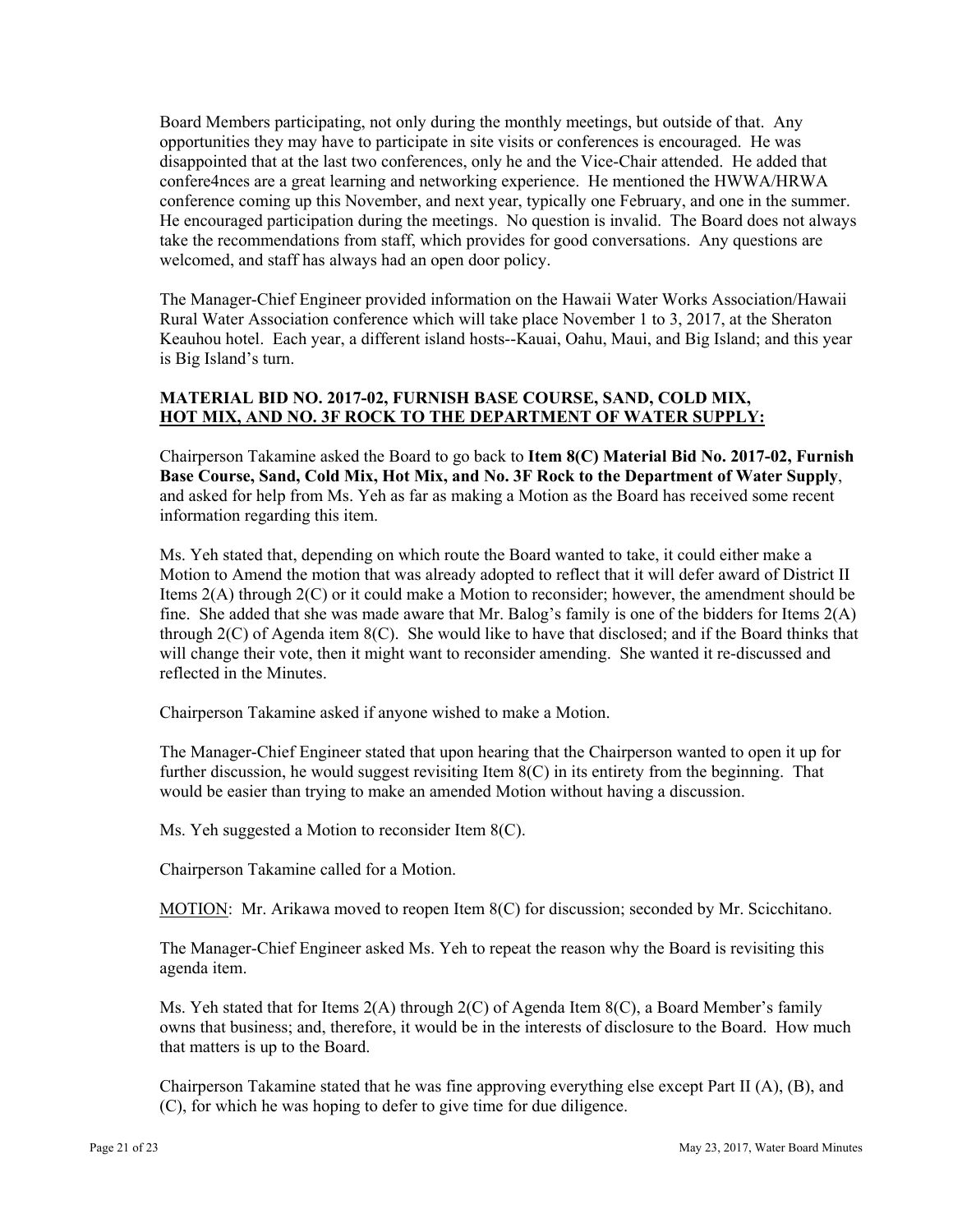Board Members participating, not only during the monthly meetings, but outside of that. Any opportunities they may have to participate in site visits or conferences is encouraged. He was disappointed that at the last two conferences, only he and the Vice-Chair attended. He added that confere4nces are a great learning and networking experience. He mentioned the HWWA/HRWA conference coming up this November, and next year, typically one February, and one in the summer. He encouraged participation during the meetings. No question is invalid. The Board does not always take the recommendations from staff, which provides for good conversations. Any questions are welcomed, and staff has always had an open door policy.

The Manager-Chief Engineer provided information on the Hawaii Water Works Association/Hawaii Rural Water Association conference which will take place November 1 to 3, 2017, at the Sheraton Keauhou hotel. Each year, a different island hosts--Kauai, Oahu, Maui, and Big Island; and this year is Big Island's turn.

**MATERIAL BID NO. 2017-02, FURNISH BASE COURSE, SAND, COLD MIX, HOT MIX, AND NO. 3F ROCK TO THE DEPARTMENT OF WATER SUPPLY:**

Chairperson Takamine asked the Board to go back to **Item 8(C) Material Bid No. 2017-02, Furnish Base Course, Sand, Cold Mix, Hot Mix, and No. 3F Rock to the Department of Water Supply**, and asked for help from Ms. Yeh as far as making a Motion as the Board has received some recent information regarding this item.

Ms. Yeh stated that, depending on which route the Board wanted to take, it could either make a Motion to Amend the motion that was already adopted to reflect that it will defer award of District II Items 2(A) through 2(C) or it could make a Motion to reconsider; however, the amendment should be fine. She added that she was made aware that Mr. Balog's family is one of the bidders for Items 2(A) through 2(C) of Agenda item 8(C). She would like to have that disclosed; and if the Board thinks that will change their vote, then it might want to reconsider amending. She wanted it re-discussed and reflected in the Minutes.

Chairperson Takamine asked if anyone wished to make a Motion.

The Manager-Chief Engineer stated that upon hearing that the Chairperson wanted to open it up for further discussion, he would suggest revisiting Item 8(C) in its entirety from the beginning. That would be easier than trying to make an amended Motion without having a discussion.

Ms. Yeh suggested a Motion to reconsider Item 8(C).

Chairperson Takamine called for a Motion.

MOTION: Mr. Arikawa moved to reopen Item 8(C) for discussion; seconded by Mr. Scicchitano.

The Manager-Chief Engineer asked Ms. Yeh to repeat the reason why the Board is revisiting this agenda item.

Ms. Yeh stated that for Items 2(A) through 2(C) of Agenda Item 8(C), a Board Member's family owns that business; and, therefore, it would be in the interests of disclosure to the Board. How much that matters is up to the Board.

Chairperson Takamine stated that he was fine approving everything else except Part II (A), (B), and (C), for which he was hoping to defer to give time for due diligence.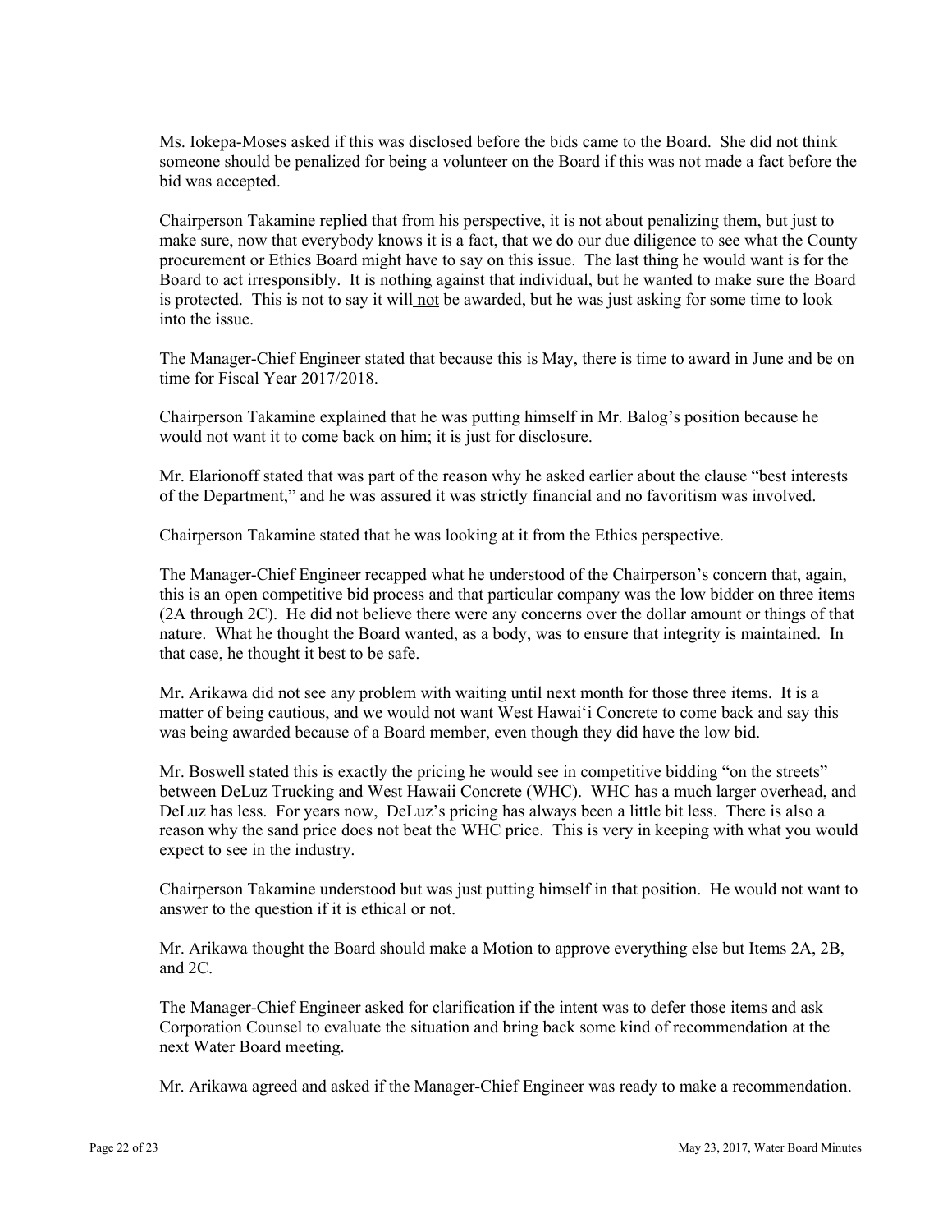Ms. Iokepa-Moses asked if this was disclosed before the bids came to the Board. She did not think someone should be penalized for being a volunteer on the Board if this was not made a fact before the bid was accepted.

Chairperson Takamine replied that from his perspective, it is not about penalizing them, but just to make sure, now that everybody knows it is a fact, that we do our due diligence to see what the County procurement or Ethics Board might have to say on this issue. The last thing he would want is for the Board to act irresponsibly. It is nothing against that individual, but he wanted to make sure the Board is protected. This is not to say it will not be awarded, but he was just asking for some time to look into the issue.

The Manager-Chief Engineer stated that because this is May, there is time to award in June and be on time for Fiscal Year 2017/2018.

Chairperson Takamine explained that he was putting himself in Mr. Balog's position because he would not want it to come back on him; it is just for disclosure.

Mr. Elarionoff stated that was part of the reason why he asked earlier about the clause "best interests of the Department," and he was assured it was strictly financial and no favoritism was involved.

Chairperson Takamine stated that he was looking at it from the Ethics perspective.

The Manager-Chief Engineer recapped what he understood of the Chairperson's concern that, again, this is an open competitive bid process and that particular company was the low bidder on three items (2A through 2C). He did not believe there were any concerns over the dollar amount or things of that nature. What he thought the Board wanted, as a body, was to ensure that integrity is maintained. In that case, he thought it best to be safe.

Mr. Arikawa did not see any problem with waiting until next month for those three items. It is a matter of being cautious, and we would not want West Hawai'i Concrete to come back and say this was being awarded because of a Board member, even though they did have the low bid.

Mr. Boswell stated this is exactly the pricing he would see in competitive bidding "on the streets" between DeLuz Trucking and West Hawaii Concrete (WHC). WHC has a much larger overhead, and DeLuz has less. For years now, DeLuz's pricing has always been a little bit less. There is also a reason why the sand price does not beat the WHC price. This is very in keeping with what you would expect to see in the industry.

Chairperson Takamine understood but was just putting himself in that position. He would not want to answer to the question if it is ethical or not.

Mr. Arikawa thought the Board should make a Motion to approve everything else but Items 2A, 2B, and 2C.

The Manager-Chief Engineer asked for clarification if the intent was to defer those items and ask Corporation Counsel to evaluate the situation and bring back some kind of recommendation at the next Water Board meeting.

Mr. Arikawa agreed and asked if the Manager-Chief Engineer was ready to make a recommendation.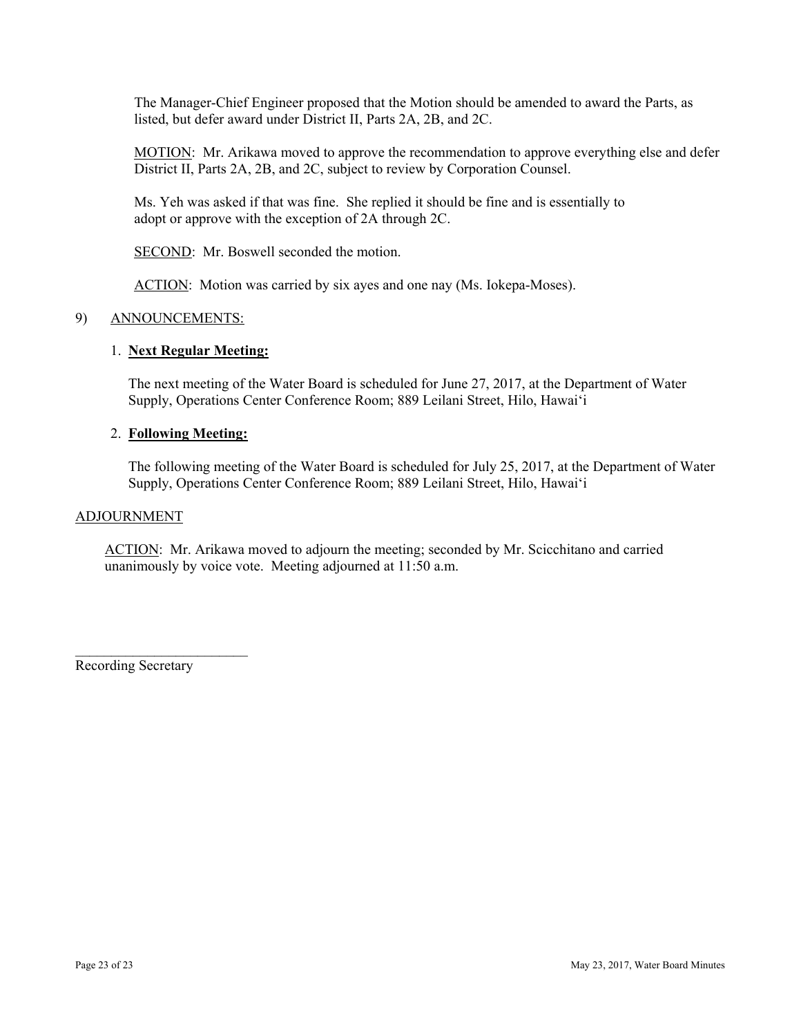The Manager-Chief Engineer proposed that the Motion should be amended to award the Parts, as listed, but defer award under District II, Parts 2A, 2B, and 2C.

MOTION: Mr. Arikawa moved to approve the recommendation to approve everything else and defer District II, Parts 2A, 2B, and 2C, subject to review by Corporation Counsel.

Ms. Yeh was asked if that was fine. She replied it should be fine and is essentially to adopt or approve with the exception of 2A through 2C.

SECOND: Mr. Boswell seconded the motion.

ACTION: Motion was carried by six ayes and one nay (Ms. Iokepa-Moses).

9) ANNOUNCEMENTS:

1. **Next Regular Meeting:**

The next meeting of the Water Board is scheduled for June 27, 2017, at the Department of Water Supply, Operations Center Conference Room; 889 Leilani Street, Hilo, Hawai'i

2. **Following Meeting:**

The following meeting of the Water Board is scheduled for July 25, 2017, at the Department of Water Supply, Operations Center Conference Room; 889 Leilani Street, Hilo, Hawai'i

ADJOURNMENT

ACTION: Mr. Arikawa moved to adjourn the meeting; seconded by Mr. Scicchitano and carried unanimously by voice vote. Meeting adjourned at 11:50 a.m.

________________________

Recording Secretary